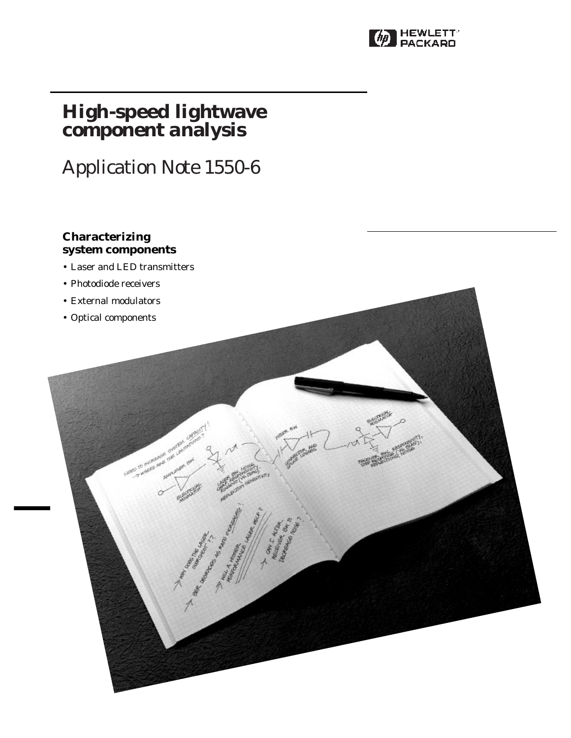# High-speed lightwave component analysis

## Application Note 1550-6

### Characterizing system components

- Laser and LED transmitters
- Photodiode receivers
- External modulators
- Optical components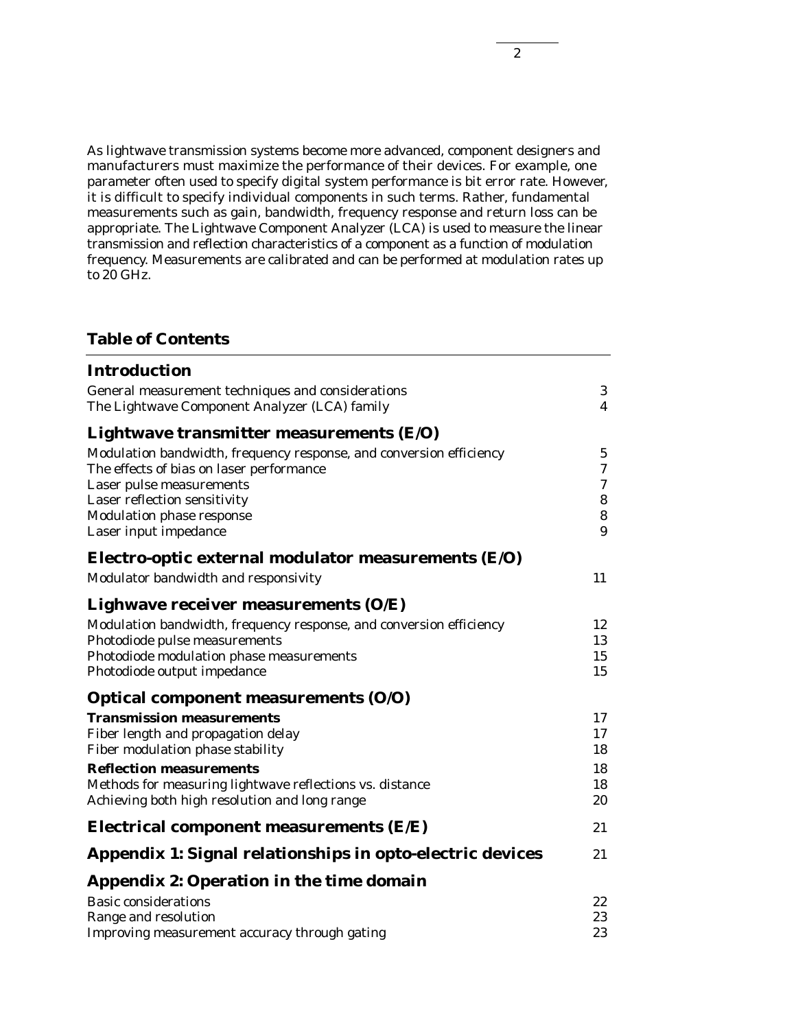As lightwave transmission systems become more advanced, component designers and manufacturers must maximize the performance of their devices. For example, one parameter often used to specify digital system performance is bit error rate. However, it is difficult to specify individual components in such terms. Rather, fundamental measurements such as gain, bandwidth, frequency response and return loss can be appropriate. The Lightwave Component Analyzer (LCA) is used to measure the linear transmission and reflection characteristics of a component as a function of modulation frequency. Measurements are calibrated and can be performed at modulation rates up to 20 GHz.

## Table of Contents

### Introduction

| | |
|---|---|
| General measurement techniques and considerations | 3 |
| The Lightwave Component Analyzer (LCA) family | 4 |

### Lightwave transmitter measurements (E/O)

| | |
|---|---|
| Modulation bandwidth, frequency response, and conversion efficiency | 5 |
| The effects of bias on laser performance | 7 |
| Laser pulse measurements | 7 |
| Laser reflection sensitivity | 8 |
| Modulation phase response | 8 |
| Laser input impedance | 9 |

### Electro-optic external modulator measurements (E/O)

| | |
|---|---|
| Modulator bandwidth and responsivity | 11 |

### Lighwave receiver measurements (O/E)

| | |
|---|---|
| Modulation bandwidth, frequency response, and conversion efficiency | 12 |
| Photodiode pulse measurements | 13 |
| Photodiode modulation phase measurements | 15 |
| Photodiode output impedance | 15 |

### Optical component measurements (O/O)

| | |
|---|---|
| **Transmission measurements** | 17 |
| Fiber length and propagation delay | 17 |
| Fiber modulation phase stability | 18 |
| **Reflection measurements** | 18 |
| Methods for measuring lightwave reflections vs. distance | 18 |
| Achieving both high resolution and long range | 20 |

### Electrical component measurements (E/E) — 21

### Appendix 1: Signal relationships in opto-electric devices — 21

### Appendix 2: Operation in the time domain

| | |
|---|---|
| Basic considerations | 22 |
| Range and resolution | 23 |
| Improving measurement accuracy through gating | 23 |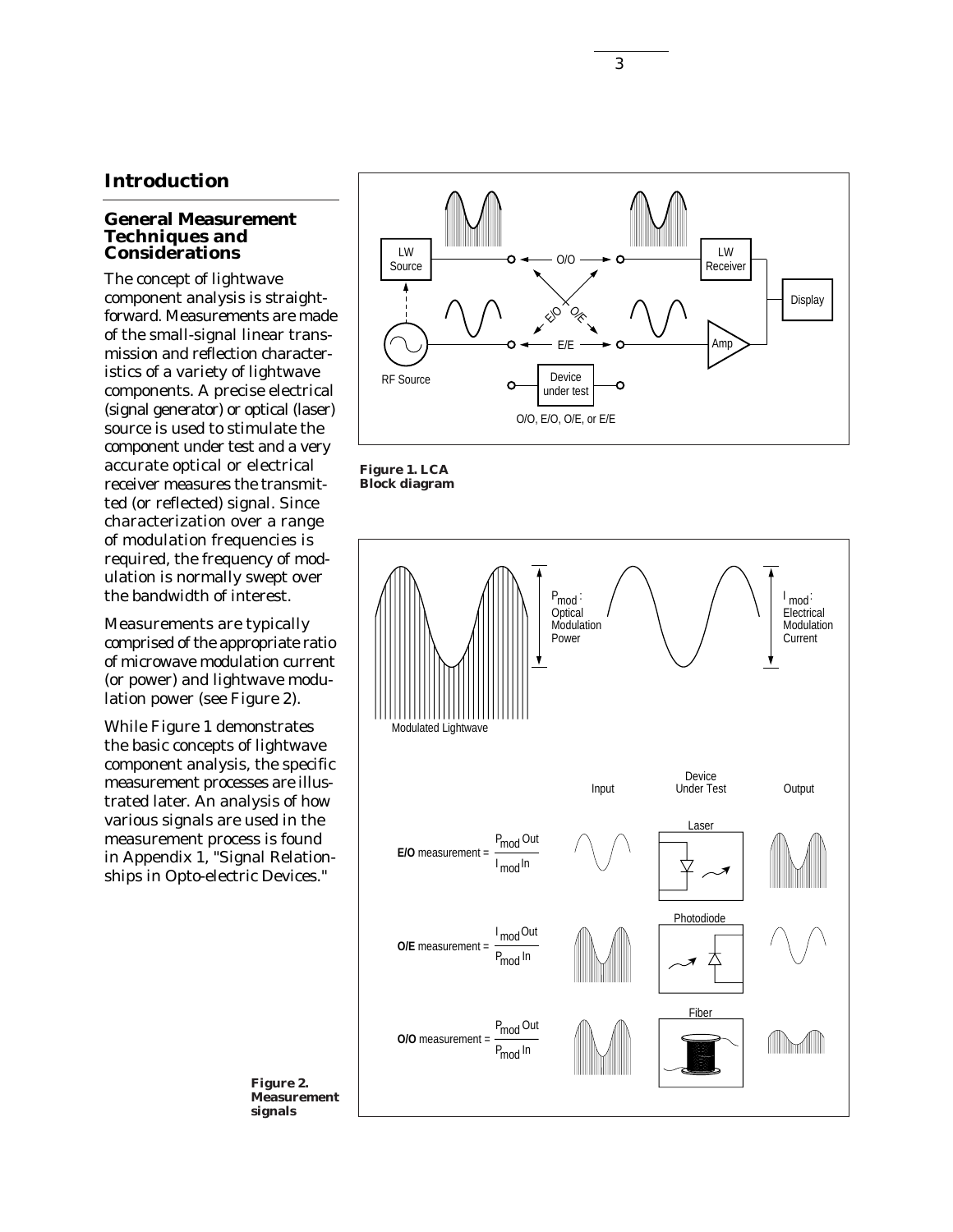# Introduction

## General Measurement Techniques and Considerations

The concept of lightwave component analysis is straightforward. Measurements are made of the small-signal linear transmission and reflection characteristics of a variety of lightwave components. A precise electrical (signal generator) or optical (laser) source is used to stimulate the component under test and a very accurate optical or electrical receiver measures the transmitted (or reflected) signal. Since characterization over a range of modulation frequencies is required, the frequency of modulation is normally swept over the bandwidth of interest.

Measurements are typically comprised of the appropriate ratio of microwave modulation current (or power) and lightwave modulation power (see Figure 2).

While Figure 1 demonstrates the basic concepts of lightwave component analysis, the specific measurement processes are illustrated later. An analysis of how various signals are used in the measurement process is found in Appendix 1, "Signal Relationships in Opto-electric Devices."

**Figure 1. LCA Block diagram**

**Figure 2. Measurement signals**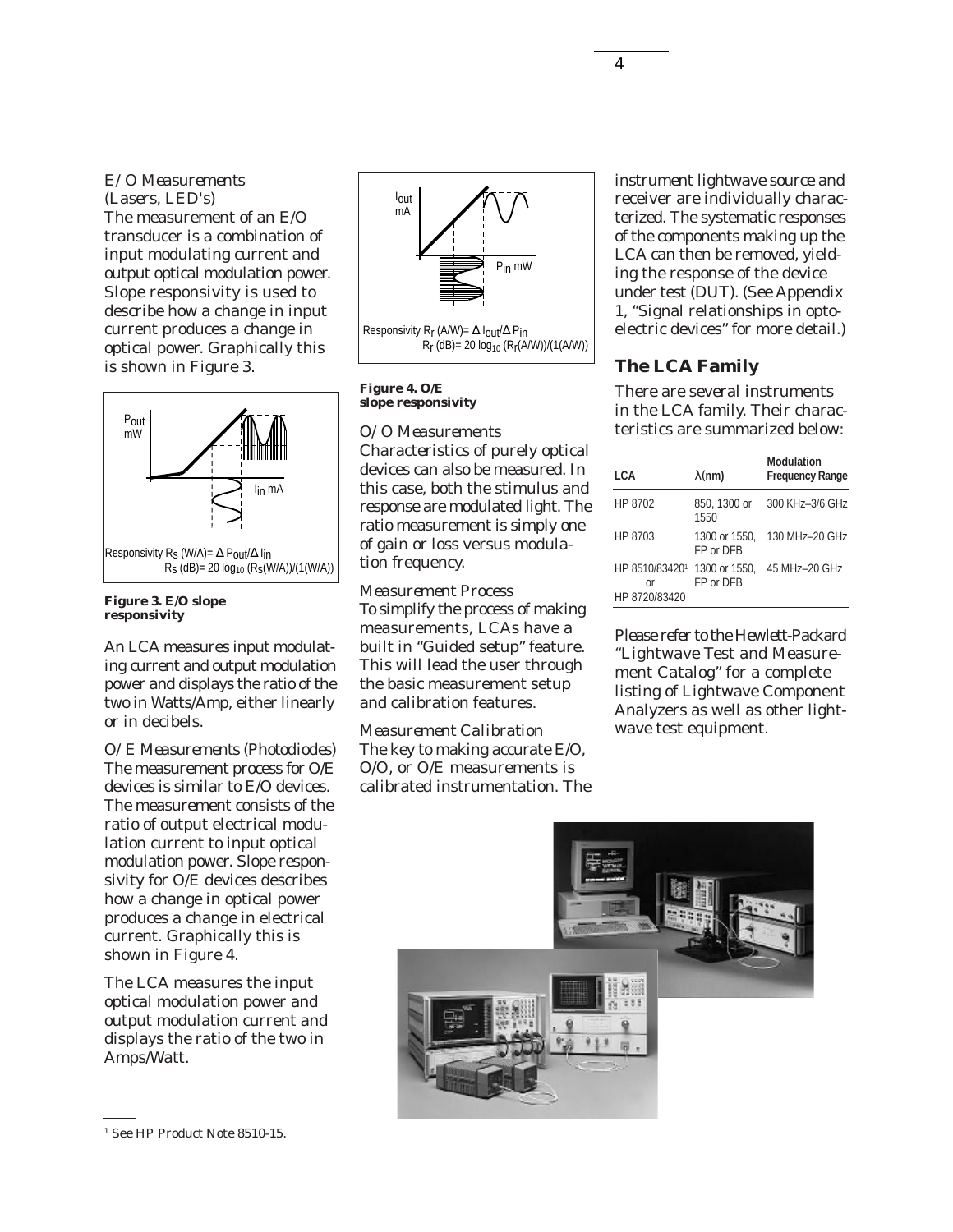*E/O Measurements (Lasers, LED's)*

The measurement of an E/O transducer is a combination of input modulating current and output optical modulation power. Slope responsivity is used to describe how a change in input current produces a change in optical power. Graphically this is shown in Figure 3.

Responsivity $R_S$ (W/A)= $\Delta P_{out}/\Delta I_{in}$

$R_S$ (dB)= 20 $\log_{10}$ ($R_S$(W/A))/(1(W/A))

**Figure 3. E/O slope responsivity**

An LCA measures input modulating current and output modulation power and displays the ratio of the two in Watts/Amp, either linearly or in decibels.

*O/E Measurements (Photodiodes)*

The measurement process for O/E devices is similar to E/O devices. The measurement consists of the ratio of output electrical modulation current to input optical modulation power. Slope responsivity for O/E devices describes how a change in optical power produces a change in electrical current. Graphically this is shown in Figure 4.

The LCA measures the input optical modulation power and output modulation current and displays the ratio of the two in Amps/Watt.

Responsivity $R_r$ (A/W)= $\Delta I_{out}/\Delta P_{in}$

$R_r$ (dB)= 20 $\log_{10}$ ($R_r$(A/W))/(1(A/W))

**Figure 4. O/E slope responsivity**

*O/O Measurements*

Characteristics of purely optical devices can also be measured. In this case, both the stimulus and response are modulated light. The ratio measurement is simply one of gain or loss versus modulation frequency.

*Measurement Process*

To simplify the process of making measurements, LCAs have a built in "Guided setup" feature. This will lead the user through the basic measurement setup and calibration features.

*Measurement Calibration*

The key to making accurate E/O, O/O, or O/E measurements is calibrated instrumentation. The instrument lightwave source and receiver are individually characterized. The systematic responses of the components making up the LCA can then be removed, yielding the response of the device under test (DUT). (See Appendix 1, "Signal relationships in opto-electric devices" for more detail.)

## The LCA Family

There are several instruments in the LCA family. Their characteristics are summarized below:

| LCA | λ(nm) | Modulation Frequency Range |
|---|---|---|
| HP 8702 | 850, 1300 or 1550 | 300 KHz–3/6 GHz |
| HP 8703 | 1300 or 1550, FP or DFB | 130 MHz–20 GHz |
| HP 8510/83420[1] or HP 8720/83420 | 1300 or 1550, FP or DFB | 45 MHz–20 GHz |

Please refer to the Hewlett-Packard "Lightwave Test and Measurement Catalog" for a complete listing of Lightwave Component Analyzers as well as other lightwave test equipment.

[1] See HP Product Note 8510-15.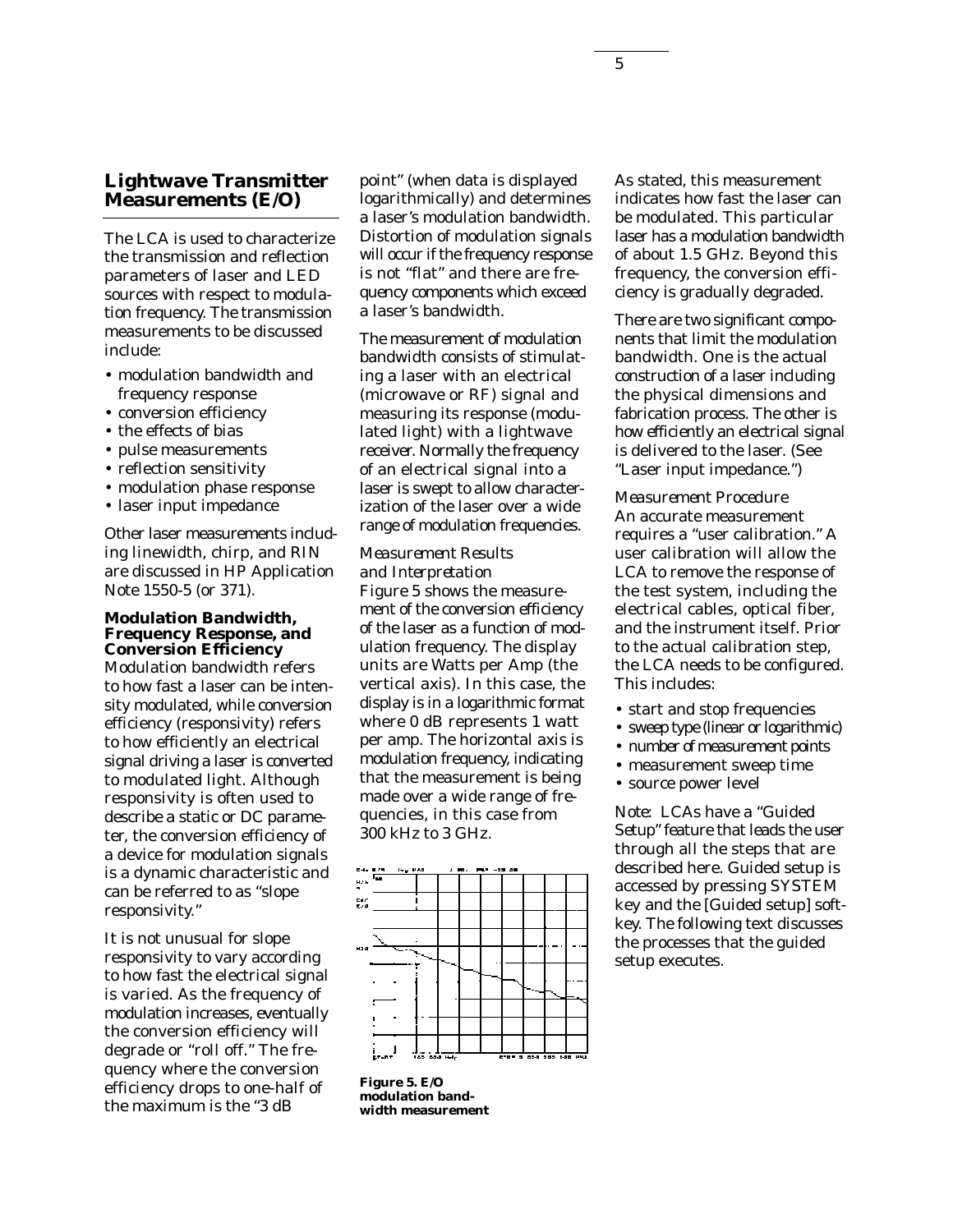## Lightwave Transmitter Measurements (E/O)

The LCA is used to characterize the transmission and reflection parameters of laser and LED sources with respect to modulation frequency. The transmission measurements to be discussed include:

- modulation bandwidth and frequency response
- conversion efficiency
- the effects of bias
- pulse measurements
- reflection sensitivity
- modulation phase response
- laser input impedance

Other laser measurements including linewidth, chirp, and RIN are discussed in HP Application Note 1550-5 (or 371).

### Modulation Bandwidth, Frequency Response, and Conversion Efficiency

Modulation bandwidth refers to how fast a laser can be intensity modulated, while conversion efficiency (responsivity) refers to how efficiently an electrical signal driving a laser is converted to modulated light. Although responsivity is often used to describe a static or DC parameter, the conversion efficiency of a device for modulation signals is a dynamic characteristic and can be referred to as "slope responsivity."

It is not unusual for slope responsivity to vary according to how fast the electrical signal is varied. As the frequency of modulation increases, eventually the conversion efficiency will degrade or "roll off." The frequency where the conversion efficiency drops to one-half of the maximum is the "3 dB point" (when data is displayed logarithmically) and determines a laser's modulation bandwidth. Distortion of modulation signals will occur if the frequency response is not "flat" and there are frequency components which exceed a laser's bandwidth.

The measurement of modulation bandwidth consists of stimulating a laser with an electrical (microwave or RF) signal and measuring its response (modulated light) with a lightwave receiver. Normally the frequency of an electrical signal into a laser is swept to allow characterization of the laser over a wide range of modulation frequencies.

*Measurement Results and Interpretation*

Figure 5 shows the measurement of the conversion efficiency of the laser as a function of modulation frequency. The display units are Watts per Amp (the vertical axis). In this case, the display is in a logarithmic format where 0 dB represents 1 watt per amp. The horizontal axis is modulation frequency, indicating that the measurement is being made over a wide range of frequencies, in this case from 300 kHz to 3 GHz.

**Figure 5. E/O modulation bandwidth measurement**

As stated, this measurement indicates how fast the laser can be modulated. This particular laser has a modulation bandwidth of about 1.5 GHz. Beyond this frequency, the conversion efficiency is gradually degraded.

There are two significant components that limit the modulation bandwidth. One is the actual construction of a laser including the physical dimensions and fabrication process. The other is how efficiently an electrical signal is delivered to the laser. (See "Laser input impedance.")

*Measurement Procedure*

An accurate measurement requires a "user calibration." A user calibration will allow the LCA to remove the response of the test system, including the electrical cables, optical fiber, and the instrument itself. Prior to the actual calibration step, the LCA needs to be configured. This includes:

- start and stop frequencies
- sweep type (linear or logarithmic)
- number of measurement points
- measurement sweep time
- source power level

*Note:* LCAs have a "Guided Setup" feature that leads the user through all the steps that are described here. Guided setup is accessed by pressing SYSTEM key and the [Guided setup] softkey. The following text discusses the processes that the guided setup executes.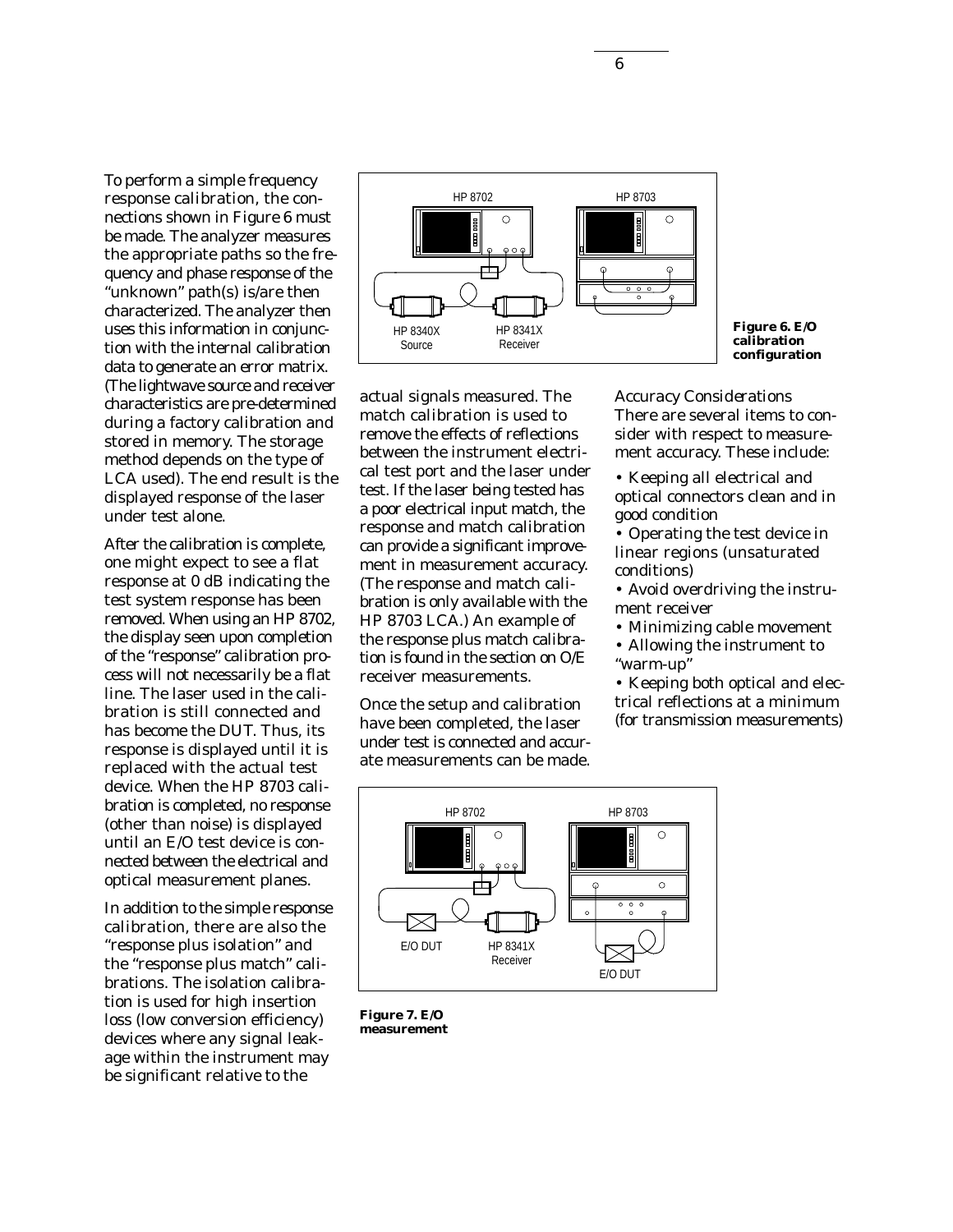To perform a simple frequency response calibration, the connections shown in Figure 6 must be made. The analyzer measures the appropriate paths so the frequency and phase response of the "unknown" path(s) is/are then characterized. The analyzer then uses this information in conjunction with the internal calibration data to generate an error matrix. (The lightwave source and receiver characteristics are pre-determined during a factory calibration and stored in memory. The storage method depends on the type of LCA used). The end result is the displayed response of the laser under test alone.

After the calibration is complete, one might expect to see a flat response at 0 dB indicating the test system response has been removed. When using an HP 8702, the display seen upon completion of the "response" calibration process will not necessarily be a flat line. The laser used in the calibration is still connected and has become the DUT. Thus, its response is displayed until it is replaced with the actual test device. When the HP 8703 calibration is completed, no response (other than noise) is displayed until an E/O test device is connected between the electrical and optical measurement planes.

In addition to the simple response calibration, there are also the "response plus isolation" and the "response plus match" calibrations. The isolation calibration is used for high insertion loss (low conversion efficiency) devices where any signal leakage within the instrument may be significant relative to the actual signals measured. The match calibration is used to remove the effects of reflections between the instrument electrical test port and the laser under test. If the laser being tested has a poor electrical input match, the response and match calibration can provide a significant improvement in measurement accuracy. (The response and match calibration is only available with the HP 8703 LCA.) An example of the response plus match calibration is found in the section on O/E receiver measurements.

Once the setup and calibration have been completed, the laser under test is connected and accurate measurements can be made.

**Figure 6. E/O calibration configuration**

*Accuracy Considerations*

There are several items to consider with respect to measurement accuracy. These include:

- Keeping all electrical and optical connectors clean and in good condition
- Operating the test device in linear regions (unsaturated conditions)
- Avoid overdriving the instrument receiver
- Minimizing cable movement
- Allowing the instrument to "warm-up"
- Keeping both optical and electrical reflections at a minimum (for transmission measurements)

**Figure 7. E/O measurement**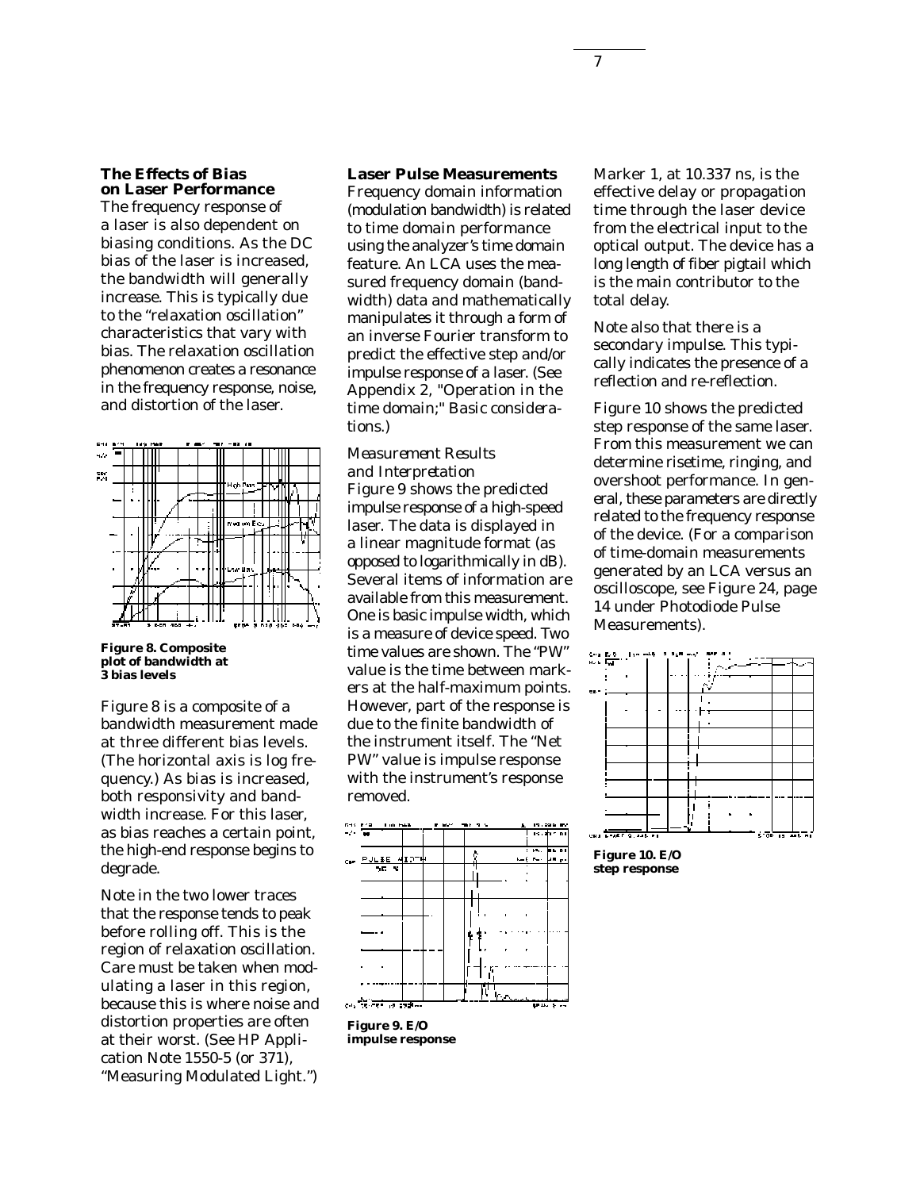## The Effects of Bias on Laser Performance

The frequency response of a laser is also dependent on biasing conditions. As the DC bias of the laser is increased, the bandwidth will generally increase. This is typically due to the "relaxation oscillation" characteristics that vary with bias. The relaxation oscillation phenomenon creates a resonance in the frequency response, noise, and distortion of the laser.

**Figure 8. Composite plot of bandwidth at 3 bias levels**

Figure 8 is a composite of a bandwidth measurement made at three different bias levels. (The horizontal axis is log frequency.) As bias is increased, both responsivity and bandwidth increase. For this laser, as bias reaches a certain point, the high-end response begins to degrade.

Note in the two lower traces that the response tends to peak before rolling off. This is the region of relaxation oscillation. Care must be taken when modulating a laser in this region, because this is where noise and distortion properties are often at their worst. (See HP Application Note 1550-5 (or 371), "Measuring Modulated Light.")

## Laser Pulse Measurements

Frequency domain information (modulation bandwidth) is related to time domain performance using the analyzer's time domain feature. An LCA uses the measured frequency domain (bandwidth) data and mathematically manipulates it through a form of an inverse Fourier transform to predict the effective step and/or impulse response of a laser. (See Appendix 2, "Operation in the time domain;" Basic considerations.)

### *Measurement Results and Interpretation*

Figure 9 shows the predicted impulse response of a high-speed laser. The data is displayed in a linear magnitude format (as opposed to logarithmically in dB). Several items of information are available from this measurement. One is basic impulse width, which is a measure of device speed. Two time values are shown. The "PW" value is the time between markers at the half-maximum points. However, part of the response is due to the finite bandwidth of the instrument itself. The "Net PW" value is impulse response with the instrument's response removed.

**Figure 9. E/O impulse response**

Marker 1, at 10.337 ns, is the effective delay or propagation time through the laser device from the electrical input to the optical output. The device has a long length of fiber pigtail which is the main contributor to the total delay.

Note also that there is a secondary impulse. This typically indicates the presence of a reflection and re-reflection.

Figure 10 shows the predicted step response of the same laser. From this measurement we can determine risetime, ringing, and overshoot performance. In general, these parameters are directly related to the frequency response of the device. (For a comparison of time-domain measurements generated by an LCA versus an oscilloscope, see Figure 24, page 14 under Photodiode Pulse Measurements).

**Figure 10. E/O step response**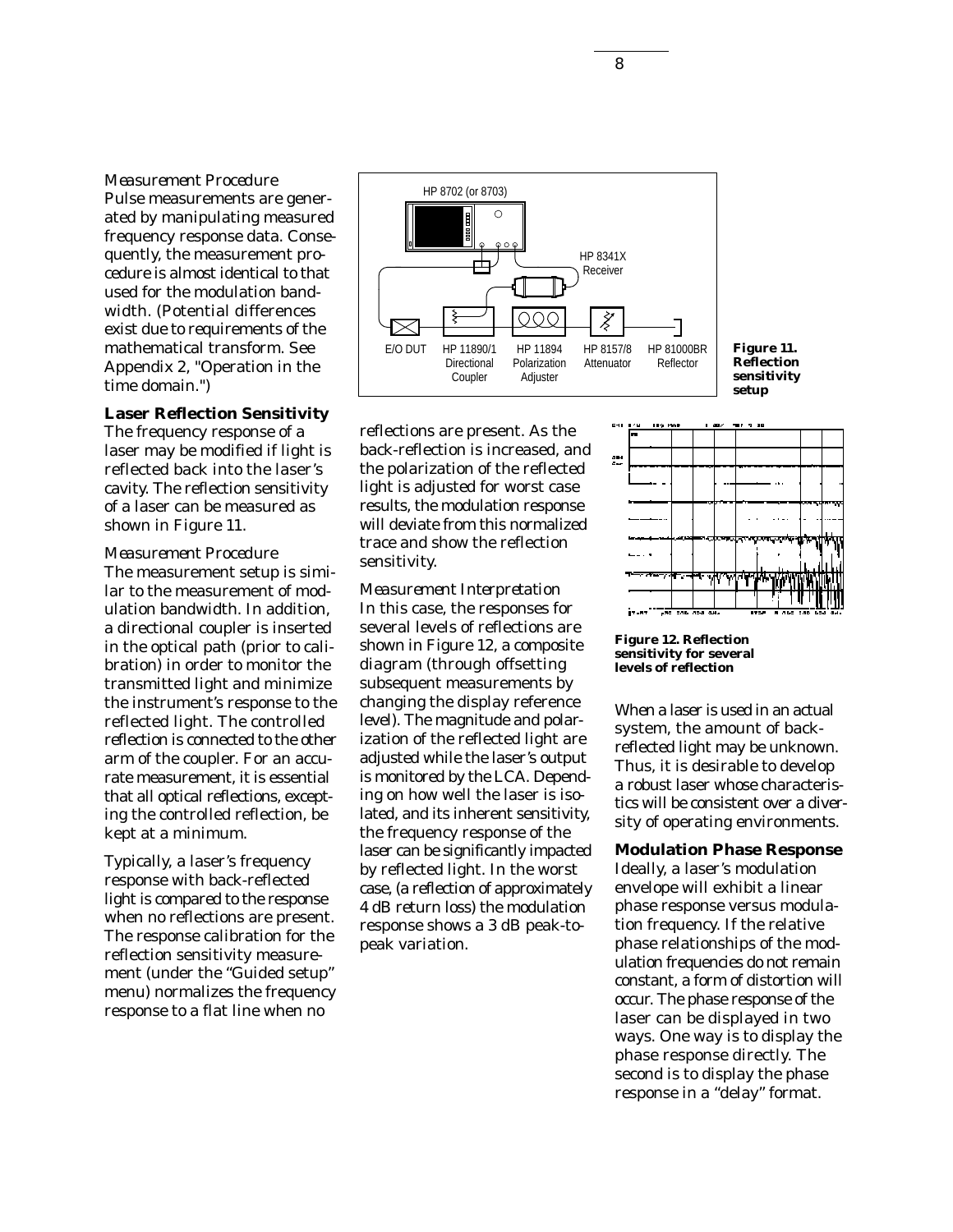*Measurement Procedure*

Pulse measurements are generated by manipulating measured frequency response data. Consequently, the measurement procedure is almost identical to that used for the modulation bandwidth. (Potential differences exist due to requirements of the mathematical transform. See Appendix 2, "Operation in the time domain.")

## Laser Reflection Sensitivity

The frequency response of a laser may be modified if light is reflected back into the laser's cavity. The reflection sensitivity of a laser can be measured as shown in Figure 11.

*Measurement Procedure*

The measurement setup is similar to the measurement of modulation bandwidth. In addition, a directional coupler is inserted in the optical path (prior to calibration) in order to monitor the transmitted light and minimize the instrument's response to the reflected light. The controlled reflection is connected to the other arm of the coupler. For an accurate measurement, it is essential that all optical reflections, excepting the controlled reflection, be kept at a minimum.

Typically, a laser's frequency response with back-reflected light is compared to the response when no reflections are present. The response calibration for the reflection sensitivity measurement (under the "Guided setup" menu) normalizes the frequency response to a flat line when no reflections are present. As the back-reflection is increased, and the polarization of the reflected light is adjusted for worst case results, the modulation response will deviate from this normalized trace and show the reflection sensitivity.

HP 8702 (or 8703) — HP 8341X Receiver — E/O DUT — HP 11890/1 Directional Coupler — HP 11894 Polarization Adjuster — HP 8157/8 Attenuator — HP 81000BR Reflector

**Figure 11. Reflection sensitivity setup**

*Measurement Interpretation*

In this case, the responses for several levels of reflections are shown in Figure 12, a composite diagram (through offsetting subsequent measurements by changing the display reference level). The magnitude and polarization of the reflected light are adjusted while the laser's output is monitored by the LCA. Depending on how well the laser is isolated, and its inherent sensitivity, the frequency response of the laser can be significantly impacted by reflected light. In the worst case, (a reflection of approximately 4 dB return loss) the modulation response shows a 3 dB peak-to-peak variation.

**Figure 12. Reflection sensitivity for several levels of reflection**

When a laser is used in an actual system, the amount of back-reflected light may be unknown. Thus, it is desirable to develop a robust laser whose characteristics will be consistent over a diversity of operating environments.

## Modulation Phase Response

Ideally, a laser's modulation envelope will exhibit a linear phase response versus modulation frequency. If the relative phase relationships of the modulation frequencies do not remain constant, a form of distortion will occur. The phase response of the laser can be displayed in two ways. One way is to display the phase response directly. The second is to display the phase response in a "delay" format.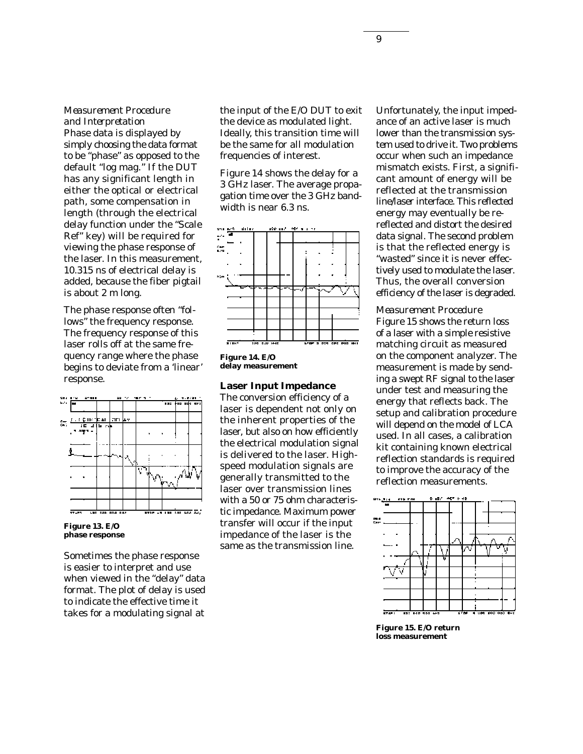*Measurement Procedure and Interpretation*

Phase data is displayed by simply choosing the data format to be "phase" as opposed to the default "log mag." If the DUT has any significant length in either the optical or electrical path, some compensation in length (through the electrical delay function under the "Scale Ref" key) will be required for viewing the phase response of the laser. In this measurement, 10.315 ns of electrical delay is added, because the fiber pigtail is about 2 m long.

The phase response often "follows" the frequency response. The frequency response of this laser rolls off at the same frequency range where the phase begins to deviate from a 'linear' response.

**Figure 13. E/O phase response**

Sometimes the phase response is easier to interpret and use when viewed in the "delay" data format. The plot of delay is used to indicate the effective time it takes for a modulating signal at the input of the E/O DUT to exit the device as modulated light. Ideally, this transition time will be the same for all modulation frequencies of interest.

Figure 14 shows the delay for a 3 GHz laser. The average propagation time over the 3 GHz bandwidth is near 6.3 ns.

**Figure 14. E/O delay measurement**

## Laser Input Impedance

The conversion efficiency of a laser is dependent not only on the inherent properties of the laser, but also on how efficiently the electrical modulation signal is delivered to the laser. High-speed modulation signals are generally transmitted to the laser over transmission lines with a 50 or 75 ohm characteristic impedance. Maximum power transfer will occur if the input impedance of the laser is the same as the transmission line.

Unfortunately, the input impedance of an active laser is much lower than the transmission system used to drive it. Two problems occur when such an impedance mismatch exists. First, a significant amount of energy will be reflected at the transmission line/laser interface. This reflected energy may eventually be re-reflected and distort the desired data signal. The second problem is that the reflected energy is "wasted" since it is never effectively used to modulate the laser. Thus, the overall conversion efficiency of the laser is degraded.

*Measurement Procedure*

Figure 15 shows the return loss of a laser with a simple resistive matching circuit as measured on the component analyzer. The measurement is made by sending a swept RF signal to the laser under test and measuring the energy that reflects back. The setup and calibration procedure will depend on the model of LCA used. In all cases, a calibration kit containing known electrical reflection standards is required to improve the accuracy of the reflection measurements.

**Figure 15. E/O return loss measurement**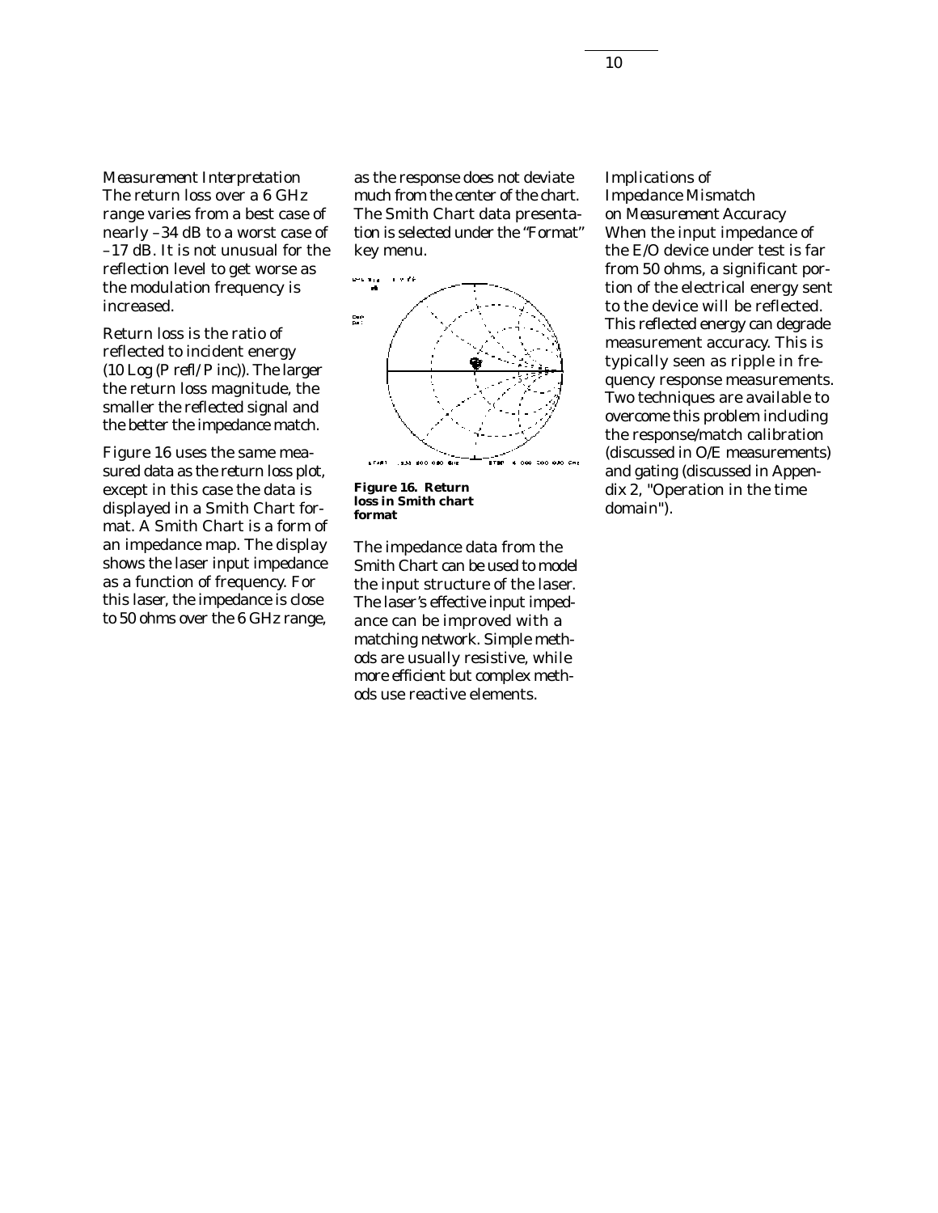*Measurement Interpretation*

The return loss over a 6 GHz range varies from a best case of nearly –34 dB to a worst case of –17 dB. It is not unusual for the reflection level to get worse as the modulation frequency is increased.

Return loss is the ratio of reflected to incident energy (10 Log (P refl/P inc)). The larger the return loss magnitude, the smaller the reflected signal and the better the impedance match.

Figure 16 uses the same measured data as the return loss plot, except in this case the data is displayed in a Smith Chart format. A Smith Chart is a form of an impedance map. The display shows the laser input impedance as a function of frequency. For this laser, the impedance is close to 50 ohms over the 6 GHz range, as the response does not deviate much from the center of the chart. The Smith Chart data presentation is selected under the "Format" key menu.

**Figure 16. Return loss in Smith chart format**

The impedance data from the Smith Chart can be used to model the input structure of the laser. The laser's effective input impedance can be improved with a matching network. Simple methods are usually resistive, while more efficient but complex methods use reactive elements.

*Implications of Impedance Mismatch on Measurement Accuracy*

When the input impedance of the E/O device under test is far from 50 ohms, a significant portion of the electrical energy sent to the device will be reflected. This reflected energy can degrade measurement accuracy. This is typically seen as ripple in frequency response measurements. Two techniques are available to overcome this problem including the response/match calibration (discussed in O/E measurements) and gating (discussed in Appendix 2, "Operation in the time domain").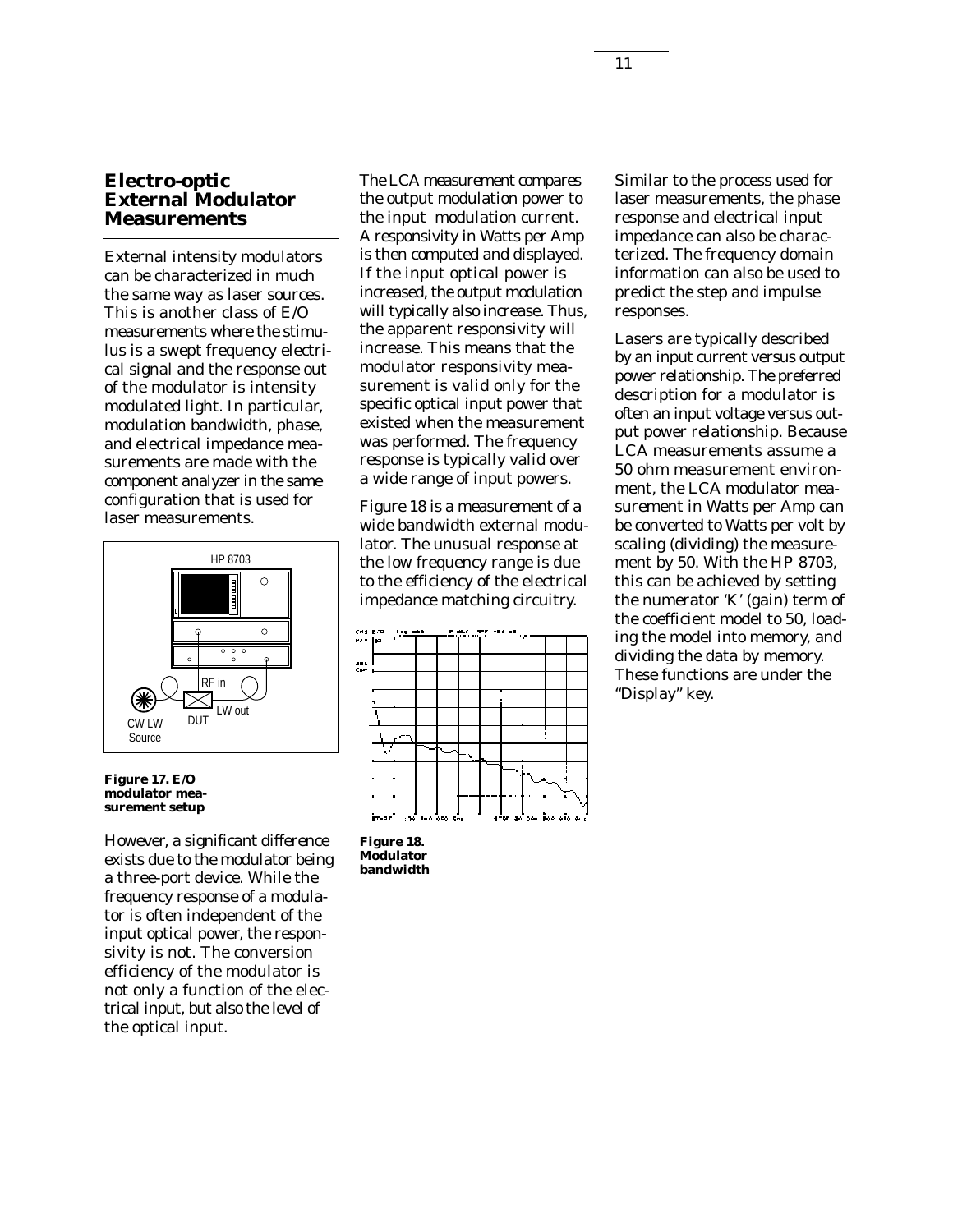## Electro-optic External Modulator Measurements

External intensity modulators can be characterized in much the same way as laser sources. This is another class of E/O measurements where the stimulus is a swept frequency electrical signal and the response out of the modulator is intensity modulated light. In particular, modulation bandwidth, phase, and electrical impedance measurements are made with the component analyzer in the same configuration that is used for laser measurements.

**Figure 17. E/O modulator measurement setup**

However, a significant difference exists due to the modulator being a three-port device. While the frequency response of a modulator is often independent of the input optical power, the responsivity is not. The conversion efficiency of the modulator is not only a function of the electrical input, but also the level of the optical input.

The LCA measurement compares the output modulation power to the input modulation current. A responsivity in Watts per Amp is then computed and displayed. If the input optical power is increased, the output modulation will typically also increase. Thus, the apparent responsivity will increase. This means that the modulator responsivity measurement is valid only for the specific optical input power that existed when the measurement was performed. The frequency response is typically valid over a wide range of input powers.

Figure 18 is a measurement of a wide bandwidth external modulator. The unusual response at the low frequency range is due to the efficiency of the electrical impedance matching circuitry.

**Figure 18. Modulator bandwidth**

Similar to the process used for laser measurements, the phase response and electrical input impedance can also be characterized. The frequency domain information can also be used to predict the step and impulse responses.

Lasers are typically described by an input current versus output power relationship. The preferred description for a modulator is often an input voltage versus output power relationship. Because LCA measurements assume a 50 ohm measurement environment, the LCA modulator measurement in Watts per Amp can be converted to Watts per volt by scaling (dividing) the measurement by 50. With the HP 8703, this can be achieved by setting the numerator 'K' (gain) term of the coefficient model to 50, loading the model into memory, and dividing the data by memory. These functions are under the "Display" key.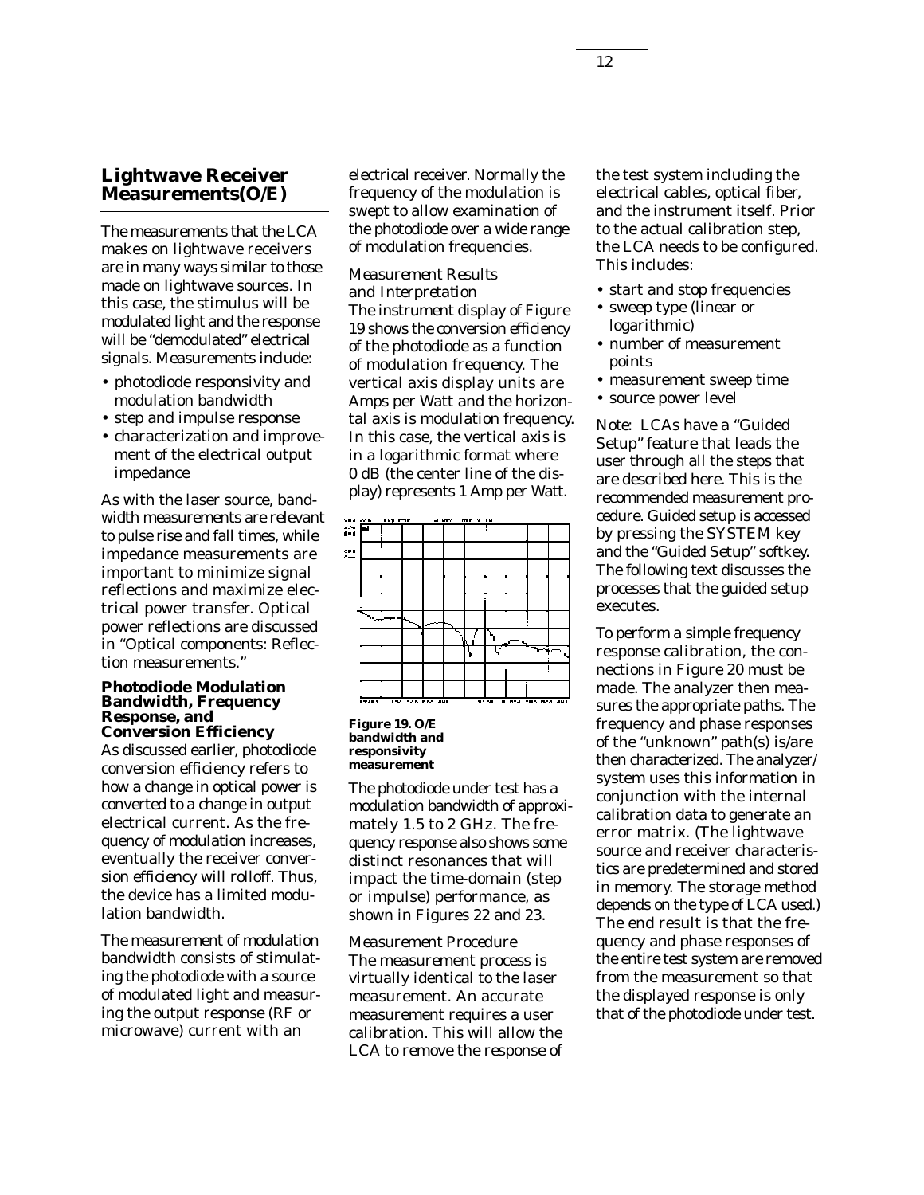## Lightwave Receiver Measurements(O/E)

The measurements that the LCA makes on lightwave receivers are in many ways similar to those made on lightwave sources. In this case, the stimulus will be modulated light and the response will be "demodulated" electrical signals. Measurements include:

- photodiode responsivity and modulation bandwidth
- step and impulse response
- characterization and improvement of the electrical output impedance

As with the laser source, bandwidth measurements are relevant to pulse rise and fall times, while impedance measurements are important to minimize signal reflections and maximize electrical power transfer. Optical power reflections are discussed in "Optical components: Reflection measurements."

### Photodiode Modulation Bandwidth, Frequency Response, and Conversion Efficiency

As discussed earlier, photodiode conversion efficiency refers to how a change in optical power is converted to a change in output electrical current. As the frequency of modulation increases, eventually the receiver conversion efficiency will rolloff. Thus, the device has a limited modulation bandwidth.

The measurement of modulation bandwidth consists of stimulating the photodiode with a source of modulated light and measuring the output response (RF or microwave) current with an electrical receiver. Normally the frequency of the modulation is swept to allow examination of the photodiode over a wide range of modulation frequencies.

*Measurement Results and Interpretation*

The instrument display of Figure 19 shows the conversion efficiency of the photodiode as a function of modulation frequency. The vertical axis display units are Amps per Watt and the horizontal axis is modulation frequency. In this case, the vertical axis is in a logarithmic format where 0 dB (the center line of the display) represents 1 Amp per Watt.

**Figure 19. O/E bandwidth and responsivity measurement**

The photodiode under test has a modulation bandwidth of approximately 1.5 to 2 GHz. The frequency response also shows some distinct resonances that will impact the time-domain (step or impulse) performance, as shown in Figures 22 and 23.

*Measurement Procedure*

The measurement process is virtually identical to the laser measurement. An accurate measurement requires a user calibration. This will allow the LCA to remove the response of the test system including the electrical cables, optical fiber, and the instrument itself. Prior to the actual calibration step, the LCA needs to be configured. This includes:

- start and stop frequencies
- sweep type (linear or logarithmic)
- number of measurement points
- measurement sweep time
- source power level

Note: LCAs have a "Guided Setup" feature that leads the user through all the steps that are described here. This is the recommended measurement procedure. Guided setup is accessed by pressing the SYSTEM key and the "Guided Setup" softkey. The following text discusses the processes that the guided setup executes.

To perform a simple frequency response calibration, the connections in Figure 20 must be made. The analyzer then measures the appropriate paths. The frequency and phase responses of the "unknown" path(s) is/are then characterized. The analyzer/system uses this information in conjunction with the internal calibration data to generate an error matrix. (The lightwave source and receiver characteristics are predetermined and stored in memory. The storage method depends on the type of LCA used.) The end result is that the frequency and phase responses of the entire test system are removed from the measurement so that the displayed response is only that of the photodiode under test.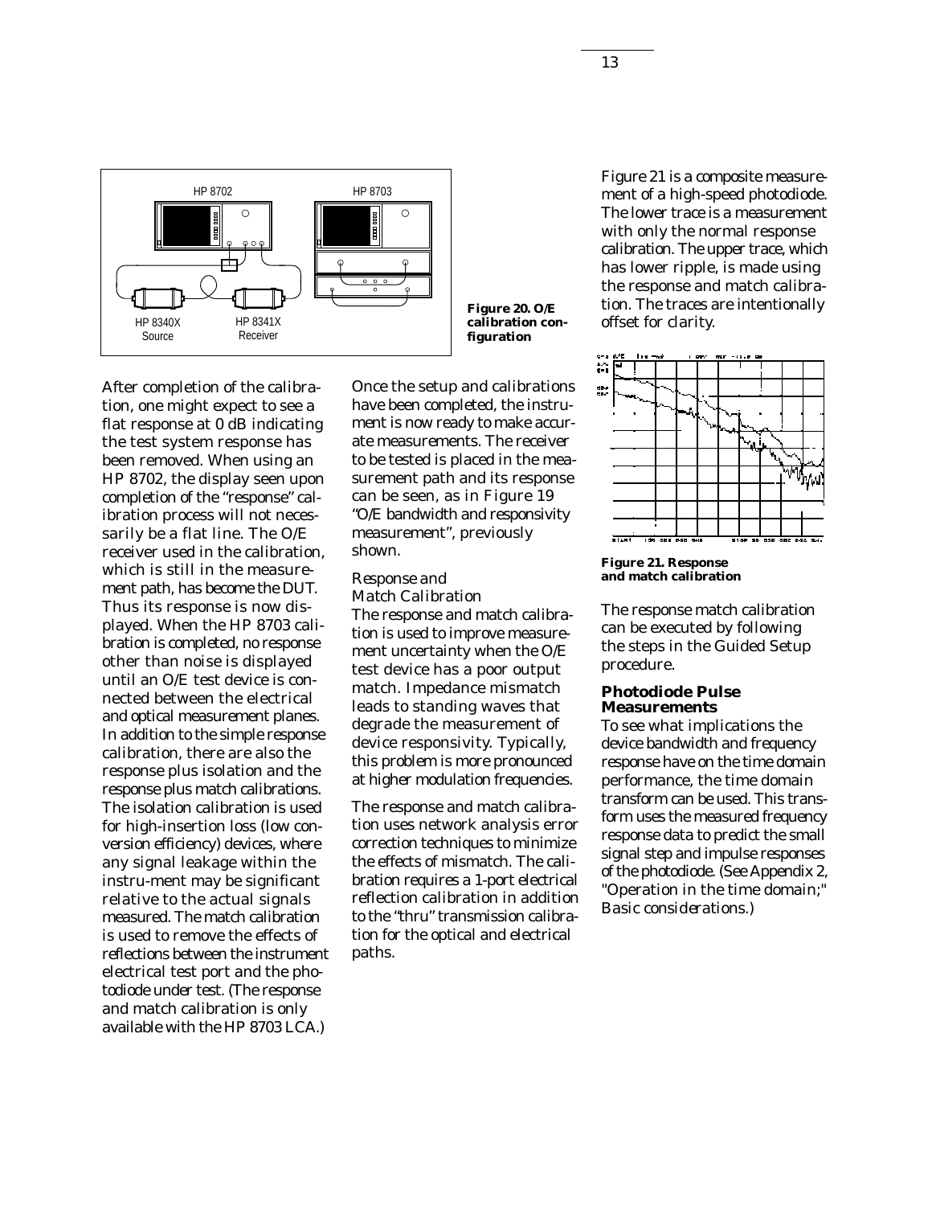Figure 20. O/E calibration configuration

After completion of the calibration, one might expect to see a flat response at 0 dB indicating the test system response has been removed. When using an HP 8702, the display seen upon completion of the "response" calibration process will not necessarily be a flat line. The O/E receiver used in the calibration, which is still in the measurement path, has become the DUT. Thus its response is now displayed. When the HP 8703 calibration is completed, no response other than noise is displayed until an O/E test device is connected between the electrical and optical measurement planes. In addition to the simple response calibration, there are also the response plus isolation and the response plus match calibrations. The isolation calibration is used for high-insertion loss (low conversion efficiency) devices, where any signal leakage within the instru-ment may be significant relative to the actual signals measured. The match calibration is used to remove the effects of reflections between the instrument electrical test port and the photodiode under test. (The response and match calibration is only available with the HP 8703 LCA.)

Once the setup and calibrations have been completed, the instrument is now ready to make accurate measurements. The receiver to be tested is placed in the measurement path and its response can be seen, as in Figure 19 "O/E bandwidth and responsivity measurement", previously shown.

*Response and Match Calibration*

The response and match calibration is used to improve measurement uncertainty when the O/E test device has a poor output match. Impedance mismatch leads to standing waves that degrade the measurement of device responsivity. Typically, this problem is more pronounced at higher modulation frequencies.

The response and match calibration uses network analysis error correction techniques to minimize the effects of mismatch. The calibration requires a 1-port electrical reflection calibration in addition to the "thru" transmission calibration for the optical and electrical paths.

Figure 21 is a composite measurement of a high-speed photodiode. The lower trace is a measurement with only the normal response calibration. The upper trace, which has lower ripple, is made using the response and match calibration. The traces are intentionally offset for clarity.

**Figure 21. Response and match calibration**

The response match calibration can be executed by following the steps in the Guided Setup procedure.

### Photodiode Pulse Measurements

To see what implications the device bandwidth and frequency response have on the time domain performance, the time domain transform can be used. This transform uses the measured frequency response data to predict the small signal step and impulse responses of the photodiode. (See Appendix 2, "Operation in the time domain;" Basic considerations.)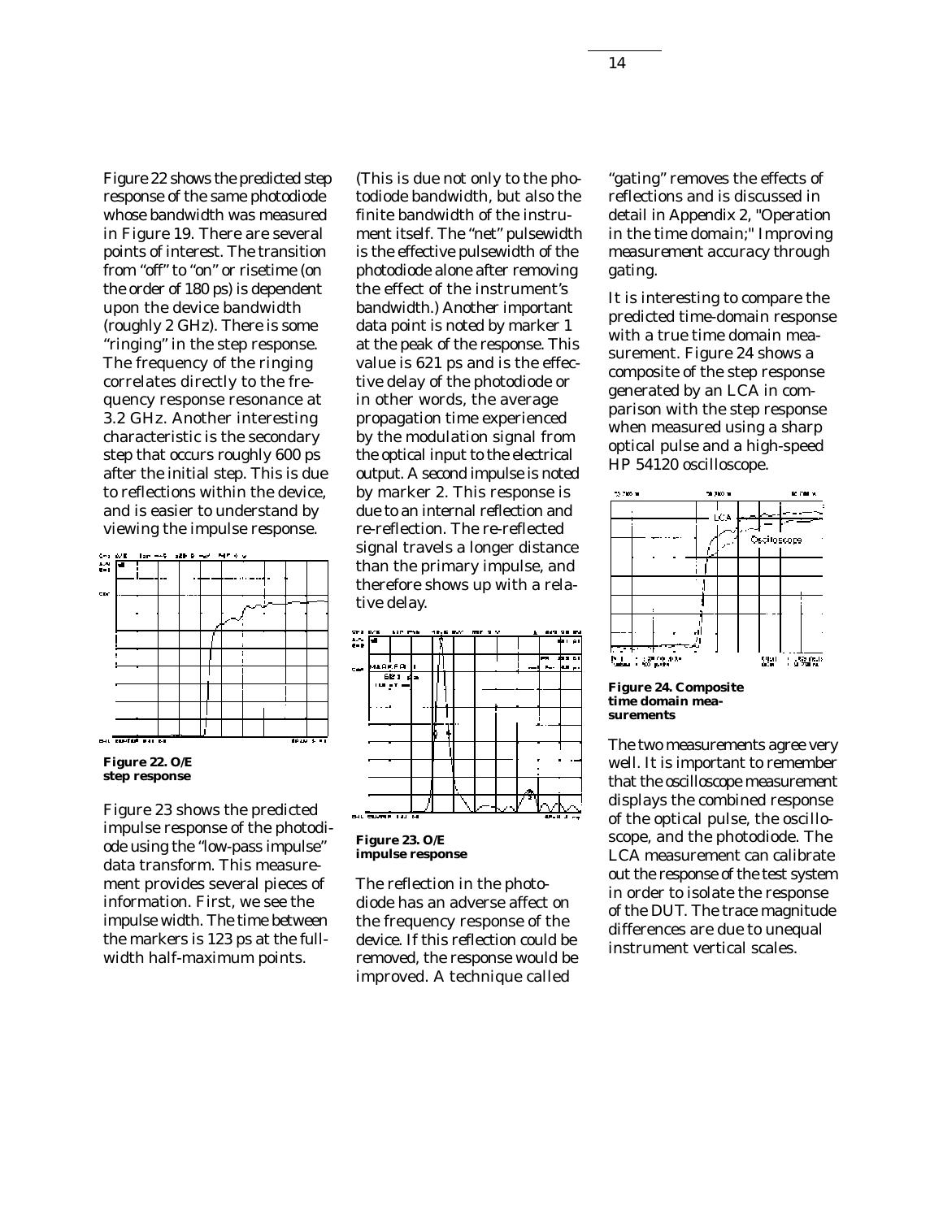Figure 22 shows the predicted step response of the same photodiode whose bandwidth was measured in Figure 19. There are several points of interest. The transition from "off" to "on" or risetime (on the order of 180 ps) is dependent upon the device bandwidth (roughly 2 GHz). There is some "ringing" in the step response. The frequency of the ringing correlates directly to the frequency response resonance at 3.2 GHz. Another interesting characteristic is the secondary step that occurs roughly 600 ps after the initial step. This is due to reflections within the device, and is easier to understand by viewing the impulse response.

**Figure 22. O/E step response**

Figure 23 shows the predicted impulse response of the photodiode using the "low-pass impulse" data transform. This measurement provides several pieces of information. First, we see the impulse width. The time between the markers is 123 ps at the full-width half-maximum points. (This is due not only to the photodiode bandwidth, but also the finite bandwidth of the instrument itself. The "net" pulsewidth is the effective pulsewidth of the photodiode alone after removing the effect of the instrument's bandwidth.) Another important data point is noted by marker 1 at the peak of the response. This value is 621 ps and is the effective delay of the photodiode or in other words, the average propagation time experienced by the modulation signal from the optical input to the electrical output. A second impulse is noted by marker 2. This response is due to an internal reflection and re-reflection. The re-reflected signal travels a longer distance than the primary impulse, and therefore shows up with a relative delay.

**Figure 23. O/E impulse response**

The reflection in the photodiode has an adverse affect on the frequency response of the device. If this reflection could be removed, the response would be improved. A technique called "gating" removes the effects of reflections and is discussed in detail in Appendix 2, "Operation in the time domain;" Improving measurement accuracy through gating.

It is interesting to compare the predicted time-domain response with a true time domain measurement. Figure 24 shows a composite of the step response generated by an LCA in comparison with the step response when measured using a sharp optical pulse and a high-speed HP 54120 oscilloscope.

**Figure 24. Composite time domain measurements**

The two measurements agree very well. It is important to remember that the oscilloscope measurement displays the combined response of the optical pulse, the oscilloscope, and the photodiode. The LCA measurement can calibrate out the response of the test system in order to isolate the response of the DUT. The trace magnitude differences are due to unequal instrument vertical scales.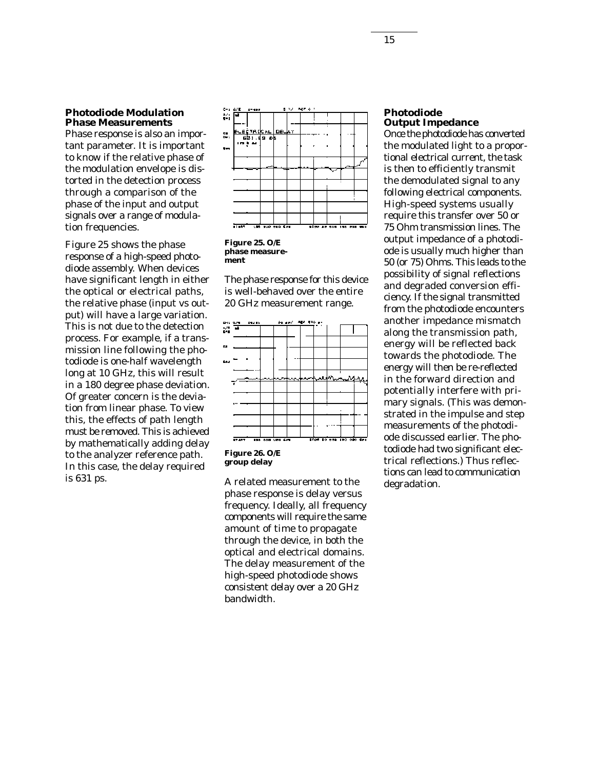## Photodiode Modulation Phase Measurements

Phase response is also an important parameter. It is important to know if the relative phase of the modulation envelope is distorted in the detection process through a comparison of the phase of the input and output signals over a range of modulation frequencies.

Figure 25 shows the phase response of a high-speed photodiode assembly. When devices have significant length in either the optical or electrical paths, the relative phase (input vs output) will have a large variation. This is not due to the detection process. For example, if a transmission line following the photodiode is one-half wavelength long at 10 GHz, this will result in a 180 degree phase deviation. Of greater concern is the deviation from linear phase. To view this, the effects of path length must be removed. This is achieved by mathematically adding delay to the analyzer reference path. In this case, the delay required is 631 ps.

**Figure 25. O/E phase measurement**

The phase response for this device is well-behaved over the entire 20 GHz measurement range.

**Figure 26. O/E group delay**

A related measurement to the phase response is delay versus frequency. Ideally, all frequency components will require the same amount of time to propagate through the device, in both the optical and electrical domains. The delay measurement of the high-speed photodiode shows consistent delay over a 20 GHz bandwidth.

## Photodiode Output Impedance

Once the photodiode has converted the modulated light to a proportional electrical current, the task is then to efficiently transmit the demodulated signal to any following electrical components. High-speed systems usually require this transfer over 50 or 75 Ohm transmission lines. The output impedance of a photodiode is usually much higher than 50 (or 75) Ohms. This leads to the possibility of signal reflections and degraded conversion efficiency. If the signal transmitted from the photodiode encounters another impedance mismatch along the transmission path, energy will be reflected back towards the photodiode. The energy will then be re-reflected in the forward direction and potentially interfere with primary signals. (This was demonstrated in the impulse and step measurements of the photodiode discussed earlier. The photodiode had two significant electrical reflections.) Thus reflections can lead to communication degradation.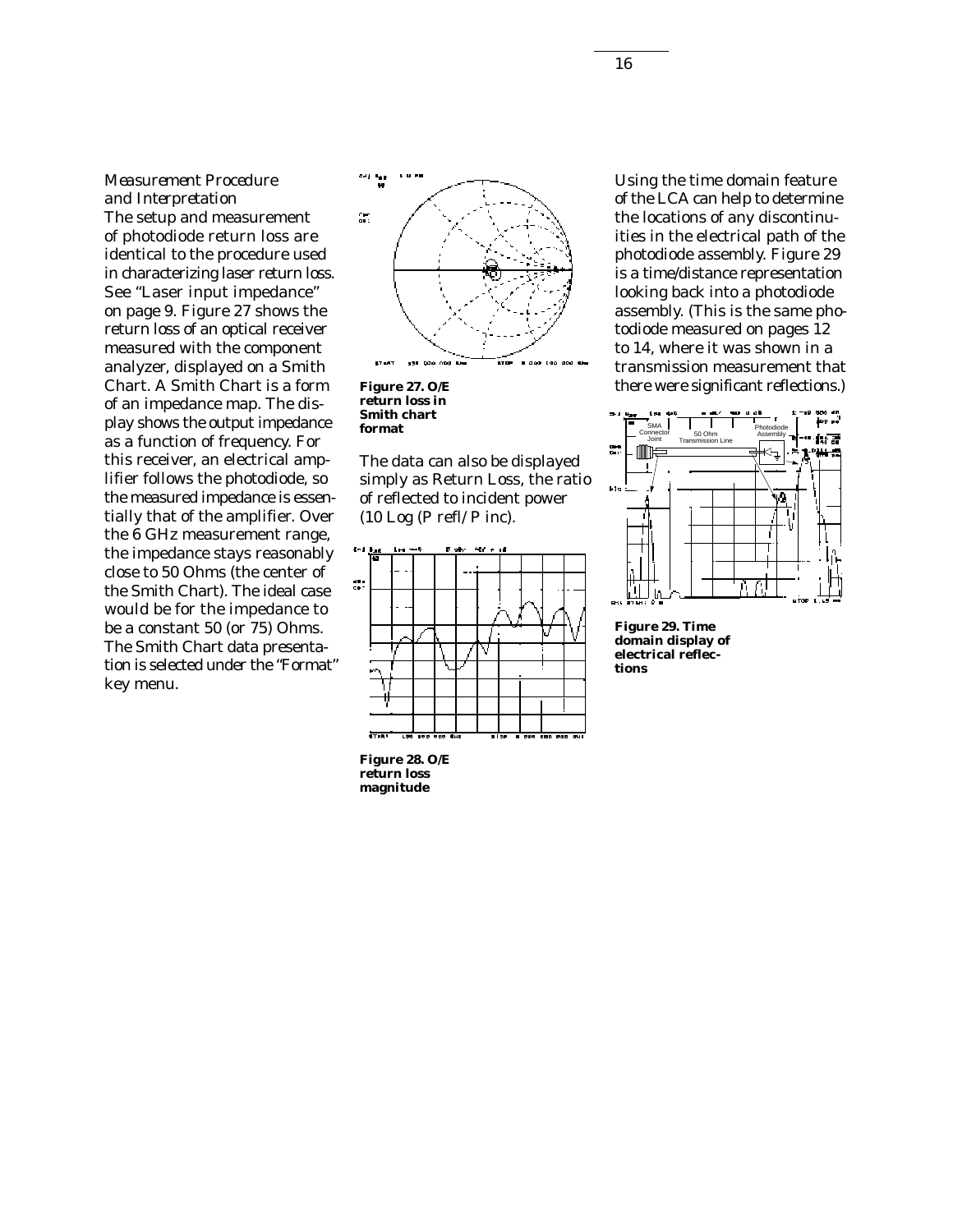*Measurement Procedure and Interpretation*

The setup and measurement of photodiode return loss are identical to the procedure used in characterizing laser return loss. See "Laser input impedance" on page 9. Figure 27 shows the return loss of an optical receiver measured with the component analyzer, displayed on a Smith Chart. A Smith Chart is a form of an impedance map. The display shows the output impedance as a function of frequency. For this receiver, an electrical amplifier follows the photodiode, so the measured impedance is essentially that of the amplifier. Over the 6 GHz measurement range, the impedance stays reasonably close to 50 Ohms (the center of the Smith Chart). The ideal case would be for the impedance to be a constant 50 (or 75) Ohms. The Smith Chart data presentation is selected under the "Format" key menu.

**Figure 27. O/E return loss in Smith chart format**

The data can also be displayed simply as Return Loss, the ratio of reflected to incident power (10 Log (P refl/P inc).

**Figure 28. O/E return loss magnitude**

Using the time domain feature of the LCA can help to determine the locations of any discontinuities in the electrical path of the photodiode assembly. Figure 29 is a time/distance representation looking back into a photodiode assembly. (This is the same photodiode measured on pages 12 to 14, where it was shown in a transmission measurement that there were significant reflections.)

**Figure 29. Time domain display of electrical reflections**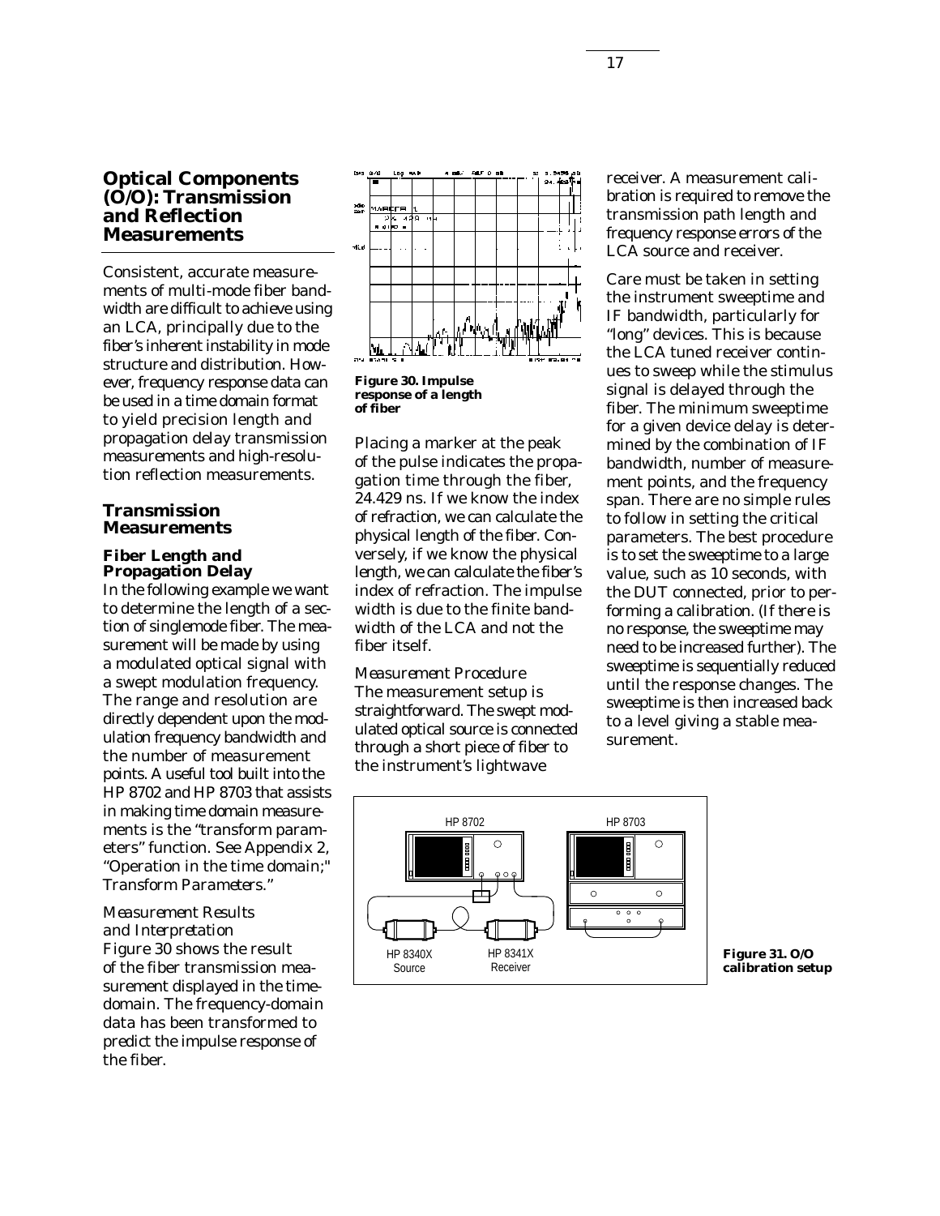## Optical Components (O/O): Transmission and Reflection Measurements

Consistent, accurate measurements of multi-mode fiber bandwidth are difficult to achieve using an LCA, principally due to the fiber's inherent instability in mode structure and distribution. However, frequency response data can be used in a time domain format to yield precision length and propagation delay transmission measurements and high-resolution reflection measurements.

### Transmission Measurements

#### Fiber Length and Propagation Delay

In the following example we want to determine the length of a section of singlemode fiber. The measurement will be made by using a modulated optical signal with a swept modulation frequency. The range and resolution are directly dependent upon the modulation frequency bandwidth and the number of measurement points. A useful tool built into the HP 8702 and HP 8703 that assists in making time domain measurements is the "transform parameters" function. See Appendix 2, "Operation in the time domain;" Transform Parameters."

*Measurement Results and Interpretation*

Figure 30 shows the result of the fiber transmission measurement displayed in the time-domain. The frequency-domain data has been transformed to predict the impulse response of the fiber.

**Figure 30. Impulse response of a length of fiber**

Placing a marker at the peak of the pulse indicates the propagation time through the fiber, 24.429 ns. If we know the index of refraction, we can calculate the physical length of the fiber. Conversely, if we know the physical length, we can calculate the fiber's index of refraction. The impulse width is due to the finite bandwidth of the LCA and not the fiber itself.

*Measurement Procedure*

The measurement setup is straightforward. The swept modulated optical source is connected through a short piece of fiber to the instrument's lightwave receiver. A measurement calibration is required to remove the transmission path length and frequency response errors of the LCA source and receiver.

Care must be taken in setting the instrument sweeptime and IF bandwidth, particularly for "long" devices. This is because the LCA tuned receiver continues to sweep while the stimulus signal is delayed through the fiber. The minimum sweeptime for a given device delay is determined by the combination of IF bandwidth, number of measurement points, and the frequency span. There are no simple rules to follow in setting the critical parameters. The best procedure is to set the sweeptime to a large value, such as 10 seconds, with the DUT connected, prior to performing a calibration. (If there is no response, the sweeptime may need to be increased further). The sweeptime is sequentially reduced until the response changes. The sweeptime is then increased back to a level giving a stable measurement.

**Figure 31. O/O calibration setup**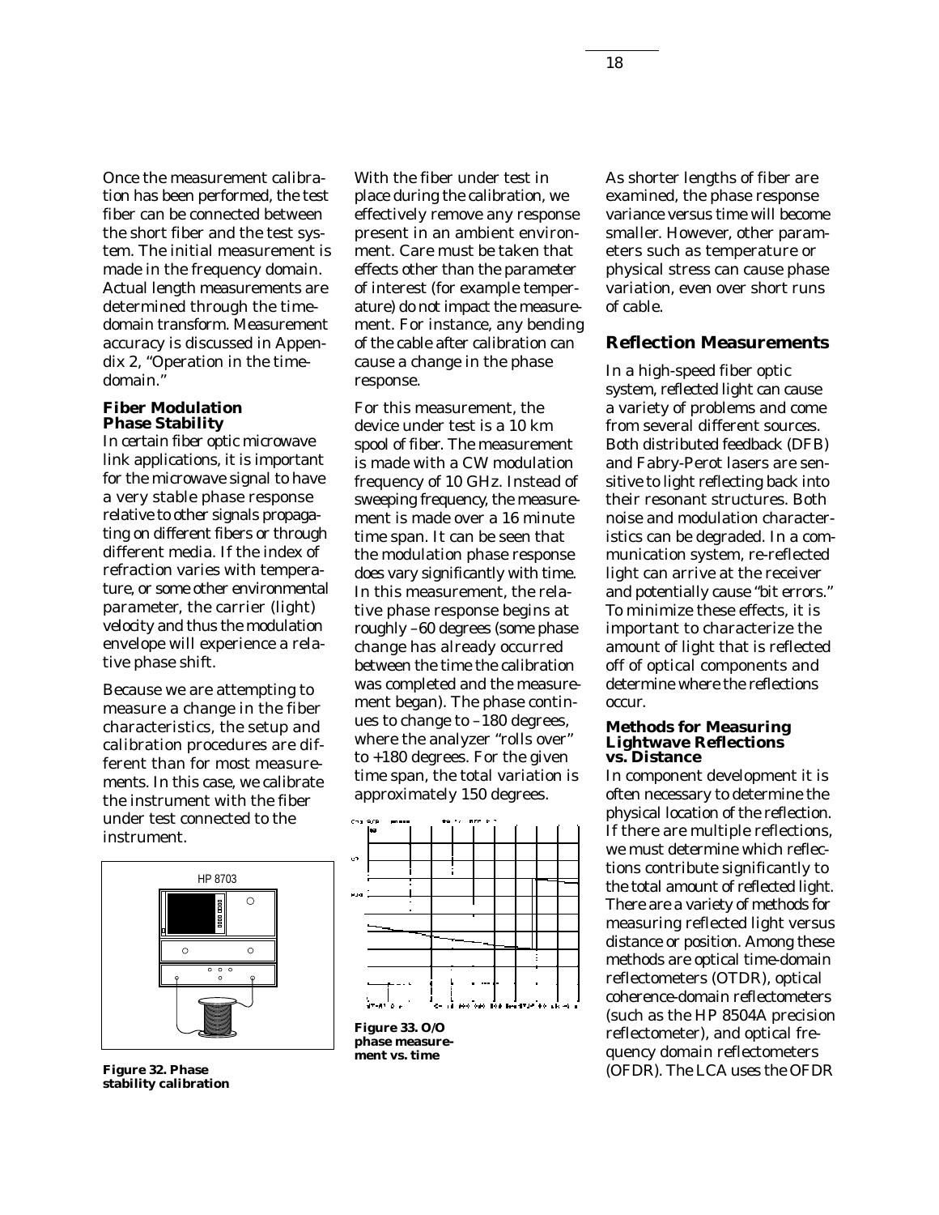Once the measurement calibration has been performed, the test fiber can be connected between the short fiber and the test system. The initial measurement is made in the frequency domain. Actual length measurements are determined through the time-domain transform. Measurement accuracy is discussed in Appendix 2, "Operation in the time-domain."

### Fiber Modulation Phase Stability

In certain fiber optic microwave link applications, it is important for the microwave signal to have a very stable phase response relative to other signals propagating on different fibers or through different media. If the index of refraction varies with temperature, or some other environmental parameter, the carrier (light) velocity and thus the modulation envelope will experience a relative phase shift.

Because we are attempting to measure a change in the fiber characteristics, the setup and calibration procedures are different than for most measurements. In this case, we calibrate the instrument with the fiber under test connected to the instrument.

**Figure 32. Phase stability calibration**

With the fiber under test in place during the calibration, we effectively remove any response present in an ambient environment. Care must be taken that effects other than the parameter of interest (for example temperature) do not impact the measurement. For instance, any bending of the cable after calibration can cause a change in the phase response.

For this measurement, the device under test is a 10 km spool of fiber. The measurement is made with a CW modulation frequency of 10 GHz. Instead of sweeping frequency, the measurement is made over a 16 minute time span. It can be seen that the modulation phase response does vary significantly with time. In this measurement, the relative phase response begins at roughly –60 degrees (some phase change has already occurred between the time the calibration was completed and the measurement began). The phase continues to change to –180 degrees, where the analyzer "rolls over" to +180 degrees. For the given time span, the total variation is approximately 150 degrees.

**Figure 33. O/O phase measurement vs. time**

As shorter lengths of fiber are examined, the phase response variance versus time will become smaller. However, other parameters such as temperature or physical stress can cause phase variation, even over short runs of cable.

## Reflection Measurements

In a high-speed fiber optic system, reflected light can cause a variety of problems and come from several different sources. Both distributed feedback (DFB) and Fabry-Perot lasers are sensitive to light reflecting back into their resonant structures. Both noise and modulation characteristics can be degraded. In a communication system, re-reflected light can arrive at the receiver and potentially cause "bit errors." To minimize these effects, it is important to characterize the amount of light that is reflected off of optical components and determine where the reflections occur.

### Methods for Measuring Lightwave Reflections vs. Distance

In component development it is often necessary to determine the physical location of the reflection. If there are multiple reflections, we must determine which reflections contribute significantly to the total amount of reflected light. There are a variety of methods for measuring reflected light versus distance or position. Among these methods are optical time-domain reflectometers (OTDR), optical coherence-domain reflectometers (such as the HP 8504A precision reflectometer), and optical frequency domain reflectometers (OFDR). The LCA uses the OFDR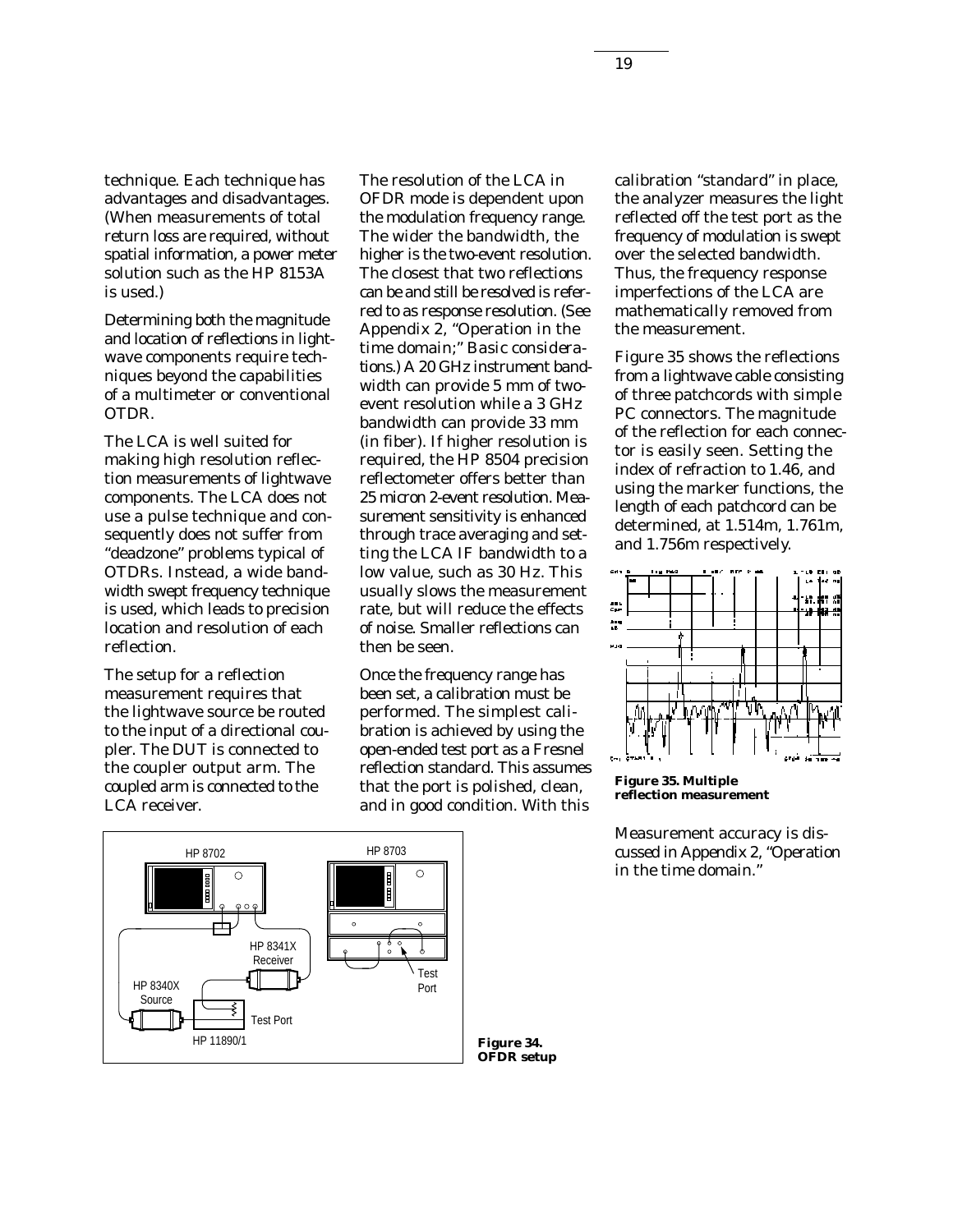technique. Each technique has advantages and disadvantages. (When measurements of total return loss are required, without spatial information, a power meter solution such as the HP 8153A is used.)

Determining both the magnitude and location of reflections in lightwave components require techniques beyond the capabilities of a multimeter or conventional OTDR.

The LCA is well suited for making high resolution reflection measurements of lightwave components. The LCA does not use a pulse technique and consequently does not suffer from "deadzone" problems typical of OTDRs. Instead, a wide bandwidth swept frequency technique is used, which leads to precision location and resolution of each reflection.

The setup for a reflection measurement requires that the lightwave source be routed to the input of a directional coupler. The DUT is connected to the coupler output arm. The coupled arm is connected to the LCA receiver.

The resolution of the LCA in OFDR mode is dependent upon the modulation frequency range. The wider the bandwidth, the higher is the two-event resolution. The closest that two reflections can be and still be resolved is referred to as response resolution. (See Appendix 2, "Operation in the time domain;" Basic considerations.) A 20 GHz instrument bandwidth can provide 5 mm of two-event resolution while a 3 GHz bandwidth can provide 33 mm (in fiber). If higher resolution is required, the HP 8504 precision reflectometer offers better than 25 micron 2-event resolution. Measurement sensitivity is enhanced through trace averaging and setting the LCA IF bandwidth to a low value, such as 30 Hz. This usually slows the measurement rate, but will reduce the effects of noise. Smaller reflections can then be seen.

Once the frequency range has been set, a calibration must be performed. The simplest calibration is achieved by using the open-ended test port as a Fresnel reflection standard. This assumes that the port is polished, clean, and in good condition. With this calibration "standard" in place, the analyzer measures the light reflected off the test port as the frequency of modulation is swept over the selected bandwidth. Thus, the frequency response imperfections of the LCA are mathematically removed from the measurement.

Figure 35 shows the reflections from a lightwave cable consisting of three patchcords with simple PC connectors. The magnitude of the reflection for each connector is easily seen. Setting the index of refraction to 1.46, and using the marker functions, the length of each patchcord can be determined, at 1.514m, 1.761m, and 1.756m respectively.

**Figure 35. Multiple reflection measurement**

Measurement accuracy is discussed in Appendix 2, "Operation in the time domain."

**Figure 34. OFDR setup**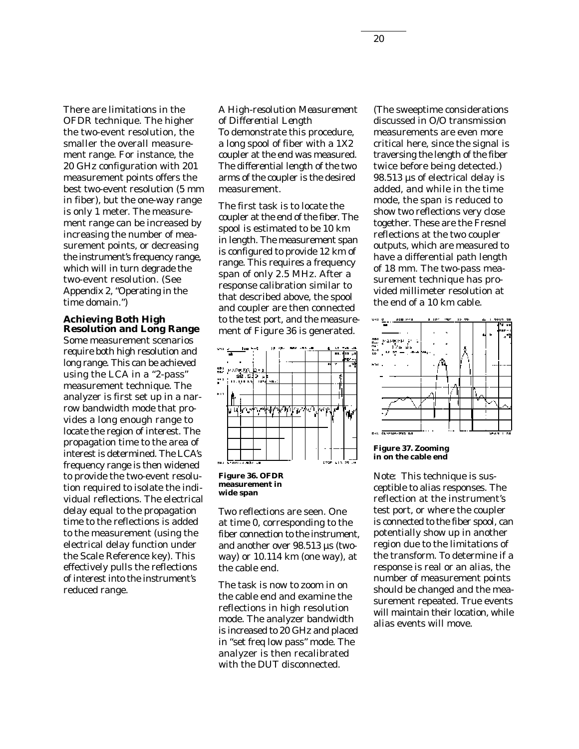There are limitations in the OFDR technique. The higher the two-event resolution, the smaller the overall measurement range. For instance, the 20 GHz configuration with 201 measurement points offers the best two-event resolution (5 mm in fiber), but the one-way range is only 1 meter. The measurement range can be increased by increasing the number of measurement points, or decreasing the instrument's frequency range, which will in turn degrade the two-event resolution. (See Appendix 2, "Operating in the time domain.")

### Achieving Both High Resolution and Long Range

Some measurement scenarios require both high resolution and long range. This can be achieved using the LCA in a "2-pass" measurement technique. The analyzer is first set up in a narrow bandwidth mode that provides a long enough range to locate the region of interest. The propagation time to the area of interest is determined. The LCA's frequency range is then widened to provide the two-event resolution required to isolate the individual reflections. The electrical delay equal to the propagation time to the reflections is added to the measurement (using the electrical delay function under the Scale Reference key). This effectively pulls the reflections of interest into the instrument's reduced range.

*A High-resolution Measurement of Differential Length*

To demonstrate this procedure, a long spool of fiber with a 1X2 coupler at the end was measured. The differential length of the two arms of the coupler is the desired measurement.

The first task is to locate the coupler at the end of the fiber. The spool is estimated to be 10 km in length. The measurement span is configured to provide 12 km of range. This requires a frequency span of only 2.5 MHz. After a response calibration similar to that described above, the spool and coupler are then connected to the test port, and the measurement of Figure 36 is generated.

**Figure 36. OFDR measurement in wide span**

Two reflections are seen. One at time 0, corresponding to the fiber connection to the instrument, and another over 98.513 µs (two-way) or 10.114 km (one way), at the cable end.

The task is now to zoom in on the cable end and examine the reflections in high resolution mode. The analyzer bandwidth is increased to 20 GHz and placed in "set freq low pass" mode. The analyzer is then recalibrated with the DUT disconnected. (The sweeptime considerations discussed in O/O transmission measurements are even more critical here, since the signal is traversing the length of the fiber twice before being detected.) 98.513 µs of electrical delay is added, and while in the time mode, the span is reduced to show two reflections very close together. These are the Fresnel reflections at the two coupler outputs, which are measured to have a differential path length of 18 mm. The two-pass measurement technique has provided millimeter resolution at the end of a 10 km cable.

**Figure 37. Zooming in on the cable end**

Note: This technique is susceptible to alias responses. The reflection at the instrument's test port, or where the coupler is connected to the fiber spool, can potentially show up in another region due to the limitations of the transform. To determine if a response is real or an alias, the number of measurement points should be changed and the measurement repeated. True events will maintain their location, while alias events will move.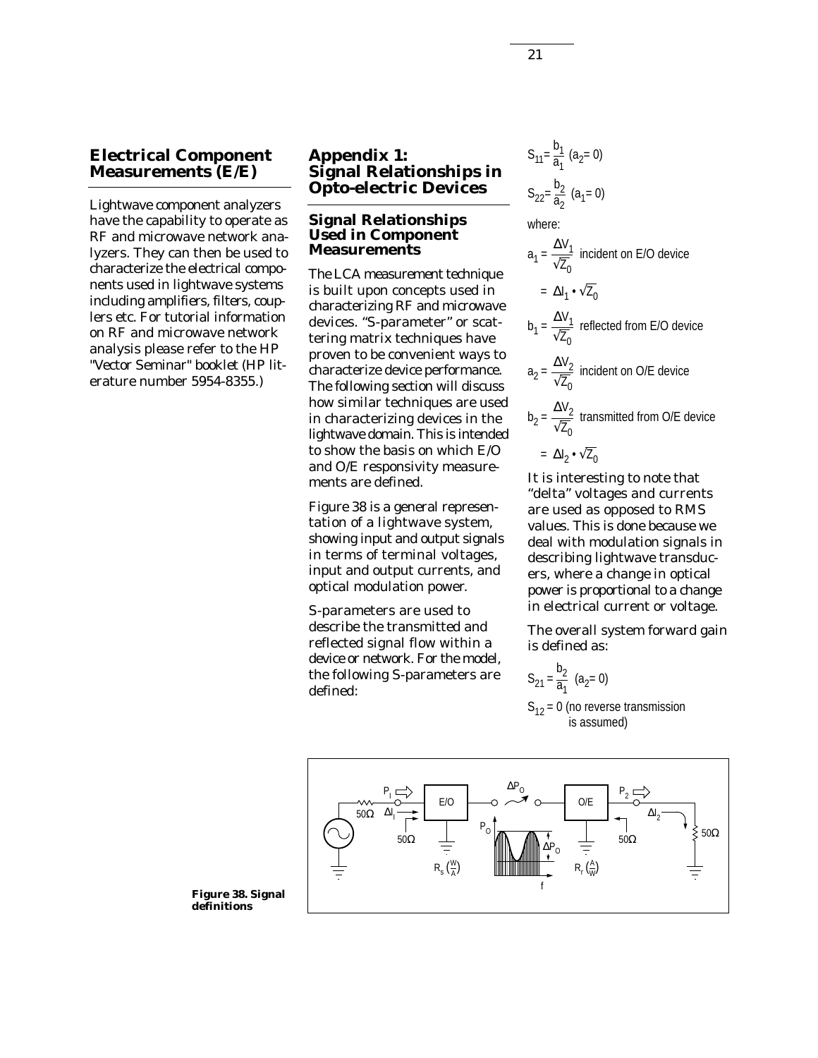## Electrical Component Measurements (E/E)

Lightwave component analyzers have the capability to operate as RF and microwave network analyzers. They can then be used to characterize the electrical components used in lightwave systems including amplifiers, filters, couplers etc. For tutorial information on RF and microwave network analysis please refer to the HP "Vector Seminar" booklet (HP literature number 5954-8355.)

## Appendix 1: Signal Relationships in Opto-electric Devices

### Signal Relationships Used in Component Measurements

The LCA measurement technique is built upon concepts used in characterizing RF and microwave devices. "S-parameter" or scattering matrix techniques have proven to be convenient ways to characterize device performance. The following section will discuss how similar techniques are used in characterizing devices in the lightwave domain. This is intended to show the basis on which E/O and O/E responsivity measurements are defined.

Figure 38 is a general representation of a lightwave system, showing input and output signals in terms of terminal voltages, input and output currents, and optical modulation power.

S-parameters are used to describe the transmitted and reflected signal flow within a device or network. For the model, the following S-parameters are defined:

$$S_{11} = \frac{b_1}{a_1} \; (a_2 = 0)$$

$$S_{22} = \frac{b_2}{a_2} \; (a_1 = 0)$$

where:

$$a_1 = \frac{\Delta V_1}{\sqrt{Z_0}} \text{ incident on E/O device}$$

$$= \Delta I_1 \cdot \sqrt{Z_0}$$

$$b_1 = \frac{\Delta V_1}{\sqrt{Z_0}} \text{ reflected from E/O device}$$

$$a_2 = \frac{\Delta V_2}{\sqrt{Z_0}} \text{ incident on O/E device}$$

$$b_2 = \frac{\Delta V_2}{\sqrt{Z_0}} \text{ transmitted from O/E device}$$

$$= \Delta I_2 \cdot \sqrt{Z_0}$$

It is interesting to note that "delta" voltages and currents are used as opposed to RMS values. This is done because we deal with modulation signals in describing lightwave transducers, where a change in optical power is proportional to a change in electrical current or voltage.

The overall system forward gain is defined as:

$$S_{21} = \frac{b_2}{a_1} \; (a_2 = 0)$$

$S_{12} = 0$ (no reverse transmission is assumed)

**Figure 38. Signal definitions**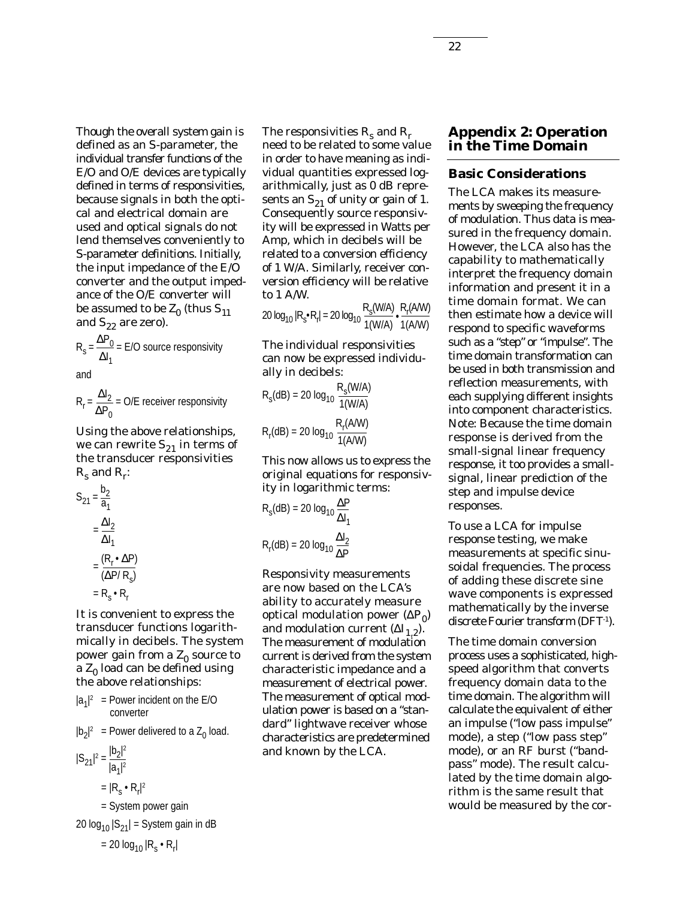Though the overall system gain is defined as an S-parameter, the individual transfer functions of the E/O and O/E devices are typically defined in terms of responsivities, because signals in both the optical and electrical domain are used and optical signals do not lend themselves conveniently to S-parameter definitions. Initially, the input impedance of the E/O converter and the output impedance of the O/E converter will be assumed to be $Z_0$ (thus $S_{11}$ and $S_{22}$ are zero).

$$R_s = \frac{\Delta P_0}{\Delta I_1} = \text{E/O source responsivity}$$

and

$$R_r = \frac{\Delta I_2}{\Delta P_0} = \text{O/E receiver responsivity}$$

Using the above relationships, we can rewrite $S_{21}$ in terms of the transducer responsivities $R_s$ and $R_r$:

$$S_{21} = \frac{b_2}{a_1}$$

$$= \frac{\Delta I_2}{\Delta I_1}$$

$$= \frac{(R_r \cdot \Delta P)}{(\Delta P / R_s)}$$

$$= R_s \cdot R_r$$

It is convenient to express the transducer functions logarithmically in decibels. The system power gain from a $Z_0$ source to a $Z_0$ load can be defined using the above relationships:

$|a_1|^2$ = Power incident on the E/O converter

$|b_2|^2$ = Power delivered to a $Z_0$ load.

$$|S_{21}|^2 = \frac{|b_2|^2}{|a_1|^2}$$

$$= |R_s \cdot R_r|^2$$

= System power gain

$20 \log_{10} |S_{21}|$ = System gain in dB

$$= 20 \log_{10} |R_s \cdot R_r|$$

The responsivities $R_s$ and $R_r$ need to be related to some value in order to have meaning as individual quantities expressed logarithmically, just as 0 dB represents an $S_{21}$ of unity or gain of 1. Consequently source responsivity will be expressed in Watts per Amp, which in decibels will be related to a conversion efficiency of 1 W/A. Similarly, receiver conversion efficiency will be relative to 1 A/W.

$$20 \log_{10} |R_s \cdot R_r| = 20 \log_{10} \frac{R_s(\text{W/A})}{1(\text{W/A})} \cdot \frac{R_r(\text{A/W})}{1(\text{A/W})}$$

The individual responsivities can now be expressed individually in decibels:

$$R_s(\text{dB}) = 20 \log_{10} \frac{R_s(\text{W/A})}{1(\text{W/A})}$$

$$R_r(\text{dB}) = 20 \log_{10} \frac{R_r(\text{A/W})}{1(\text{A/W})}$$

This now allows us to express the original equations for responsivity in logarithmic terms:

$$R_s(\text{dB}) = 20 \log_{10} \frac{\Delta P}{\Delta I_1}$$

$$R_r(\text{dB}) = 20 \log_{10} \frac{\Delta I_2}{\Delta P}$$

Responsivity measurements are now based on the LCA's ability to accurately measure optical modulation power ($\Delta P_0$) and modulation current ($\Delta I_{1,2}$). The measurement of modulation current is derived from the system characteristic impedance and a measurement of electrical power. The measurement of optical modulation power is based on a "standard" lightwave receiver whose characteristics are predetermined and known by the LCA.

## Appendix 2: Operation in the Time Domain

### Basic Considerations

The LCA makes its measurements by sweeping the frequency of modulation. Thus data is measured in the frequency domain. However, the LCA also has the capability to mathematically interpret the frequency domain information and present it in a time domain format. We can then estimate how a device will respond to specific waveforms such as a "step" or "impulse". The time domain transformation can be used in both transmission and reflection measurements, with each supplying different insights into component characteristics. Note: Because the time domain response is derived from the small-signal linear frequency response, it too provides a small-signal, linear prediction of the step and impulse device responses.

To use a LCA for impulse response testing, we make measurements at specific sinusoidal frequencies. The process of adding these discrete sine wave components is expressed mathematically by the inverse discrete Fourier transform ($DFT^{-1}$).

The time domain conversion process uses a sophisticated, high-speed algorithm that converts frequency domain data to the time domain. The algorithm will calculate the equivalent of either an impulse ("low pass impulse" mode), a step ("low pass step" mode), or an RF burst ("band-pass" mode). The result calculated by the time domain algorithm is the same result that would be measured by the cor-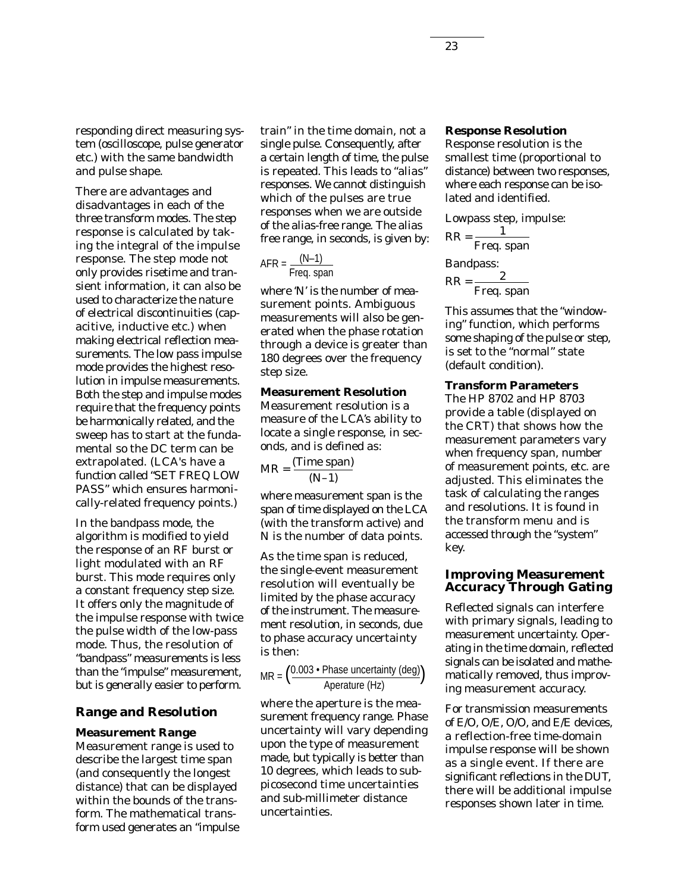responding direct measuring system (oscilloscope, pulse generator etc.) with the same bandwidth and pulse shape.

There are advantages and disadvantages in each of the three transform modes. The step response is calculated by taking the integral of the impulse response. The step mode not only provides risetime and transient information, it can also be used to characterize the nature of electrical discontinuities (capacitive, inductive etc.) when making electrical reflection measurements. The low pass impulse mode provides the highest resolution in impulse measurements. Both the step and impulse modes require that the frequency points be harmonically related, and the sweep has to start at the fundamental so the DC term can be extrapolated. (LCA's have a function called "SET FREQ LOW PASS" which ensures harmonically-related frequency points.)

In the bandpass mode, the algorithm is modified to yield the response of an RF burst or light modulated with an RF burst. This mode requires only a constant frequency step size. It offers only the magnitude of the impulse response with twice the pulse width of the low-pass mode. Thus, the resolution of "bandpass" measurements is less than the "impulse" measurement, but is generally easier to perform.

## Range and Resolution

### Measurement Range

Measurement range is used to describe the largest time span (and consequently the longest distance) that can be displayed within the bounds of the transform. The mathematical transform used generates an "impulse train" in the time domain, not a single pulse. Consequently, after a certain length of time, the pulse is repeated. This leads to "alias" responses. We cannot distinguish which of the pulses are true responses when we are outside of the alias-free range. The alias free range, in seconds, is given by:

$$AFR = \frac{(N-1)}{\text{Freq. span}}$$

where 'N' is the number of measurement points. Ambiguous measurements will also be generated when the phase rotation through a device is greater than 180 degrees over the frequency step size.

### Measurement Resolution

Measurement resolution is a measure of the LCA's ability to locate a single response, in seconds, and is defined as:

$$MR = \frac{(\text{Time span})}{(N-1)}$$

where measurement span is the span of time displayed on the LCA (with the transform active) and N is the number of data points.

As the time span is reduced, the single-event measurement resolution will eventually be limited by the phase accuracy of the instrument. The measurement resolution, in seconds, due to phase accuracy uncertainty is then:

$$MR = \left(\frac{0.003 \bullet \text{Phase uncertainty (deg)}}{\text{Aperature (Hz)}}\right)$$

where the aperture is the measurement frequency range. Phase uncertainty will vary depending upon the type of measurement made, but typically is better than 10 degrees, which leads to sub-picosecond time uncertainties and sub-millimeter distance uncertainties.

### Response Resolution

Response resolution is the smallest time (proportional to distance) between two responses, where each response can be isolated and identified.

Lowpass step, impulse:

$$RR = \frac{1}{\text{Freq. span}}$$

Bandpass:

$$RR = \frac{2}{\text{Freq. span}}$$

This assumes that the "windowing" function, which performs some shaping of the pulse or step, is set to the "normal" state (default condition).

### Transform Parameters

The HP 8702 and HP 8703 provide a table (displayed on the CRT) that shows how the measurement parameters vary when frequency span, number of measurement points, etc. are adjusted. This eliminates the task of calculating the ranges and resolutions. It is found in the transform menu and is accessed through the "system" key.

## Improving Measurement Accuracy Through Gating

Reflected signals can interfere with primary signals, leading to measurement uncertainty. Operating in the time domain, reflected signals can be isolated and mathematically removed, thus improving measurement accuracy.

For transmission measurements of E/O, O/E, O/O, and E/E devices, a reflection-free time-domain impulse response will be shown as a single event. If there are significant reflections in the DUT, there will be additional impulse responses shown later in time.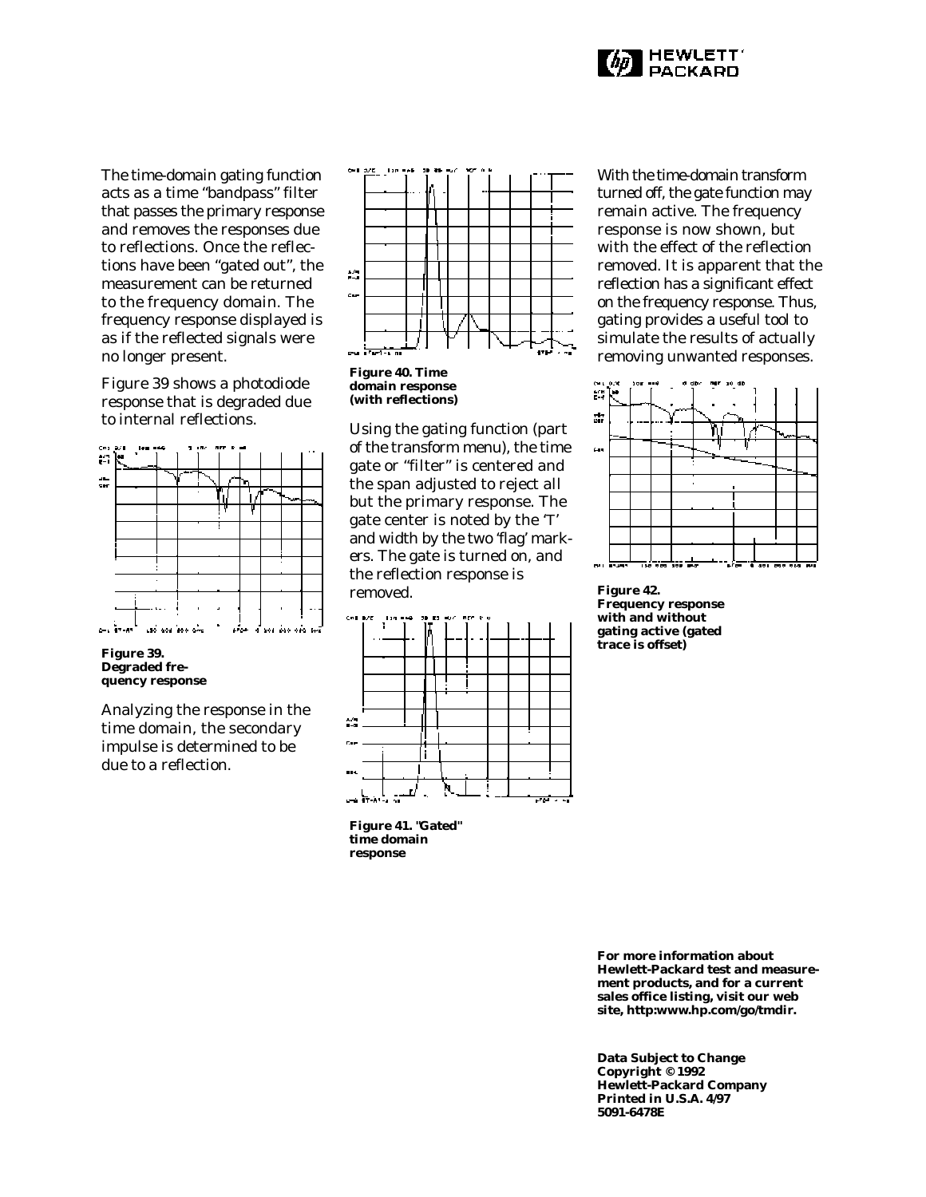The time-domain gating function acts as a time "bandpass" filter that passes the primary response and removes the responses due to reflections. Once the reflections have been "gated out", the measurement can be returned to the frequency domain. The frequency response displayed is as if the reflected signals were no longer present.

Figure 39 shows a photodiode response that is degraded due to internal reflections.

**Figure 39. Degraded frequency response**

Analyzing the response in the time domain, the secondary impulse is determined to be due to a reflection.

**Figure 40. Time domain response (with reflections)**

Using the gating function (part of the transform menu), the time gate or "filter" is centered and the span adjusted to reject all but the primary response. The gate center is noted by the 'T' and width by the two 'flag' markers. The gate is turned on, and the reflection response is removed.

**Figure 41. "Gated" time domain response**

With the time-domain transform turned off, the gate function may remain active. The frequency response is now shown, but with the effect of the reflection removed. It is apparent that the reflection has a significant effect on the frequency response. Thus, gating provides a useful tool to simulate the results of actually removing unwanted responses.

**Figure 42. Frequency response with and without gating active (gated trace is offset)**

**For more information about Hewlett-Packard test and measurement products, and for a current sales office listing, visit our web site, http:www.hp.com/go/tmdir.**

**Data Subject to Change**
**Copyright © 1992**
**Hewlett-Packard Company**
**Printed in U.S.A. 4/97**
**5091-6478E**